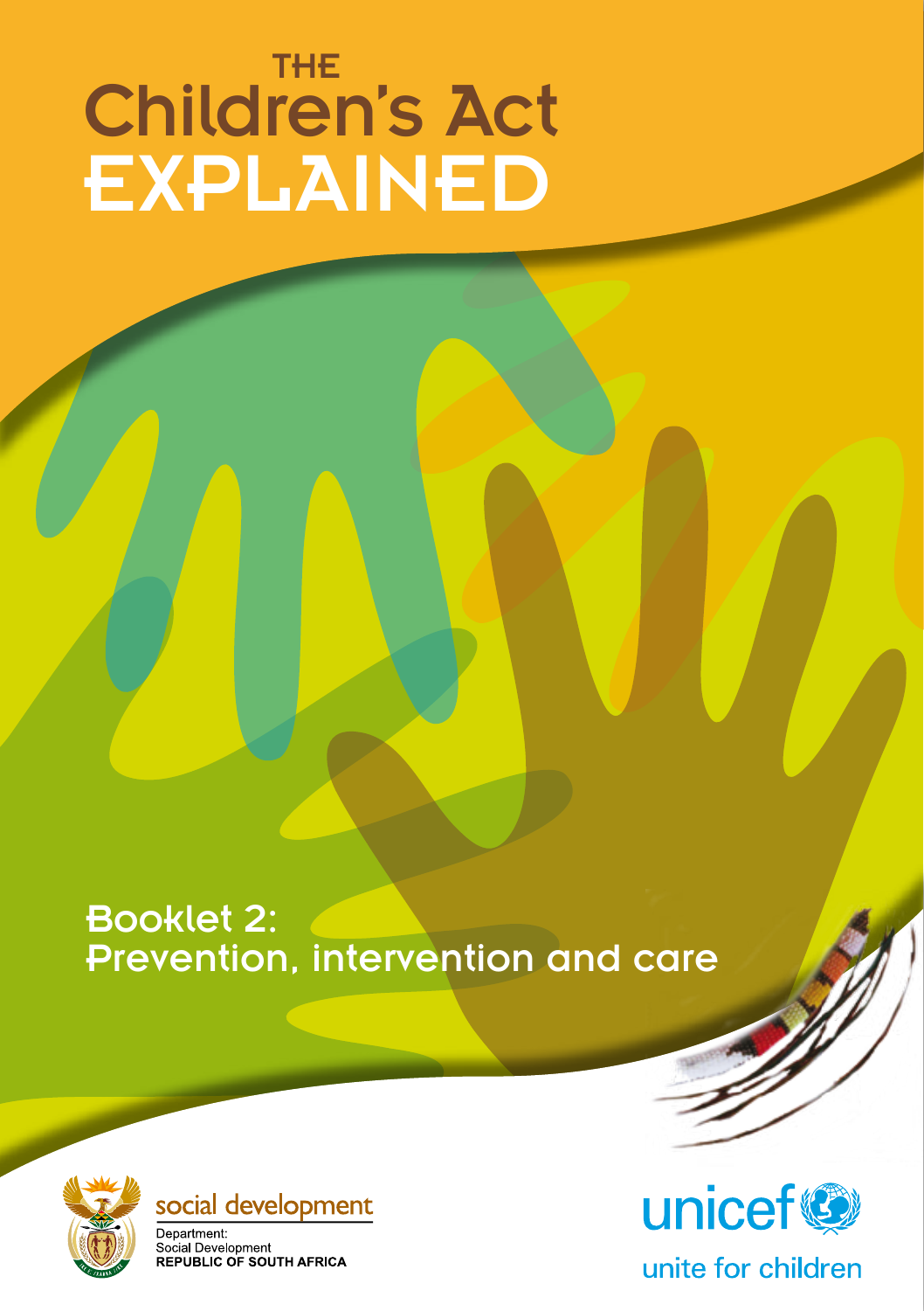# THE Children's Act EXPLAINED

## Booklet 2: Prevention, intervention and care

social development

Department:
Social Development
REPUBLIC OF SOUTH AFRICA

unicef

unite for children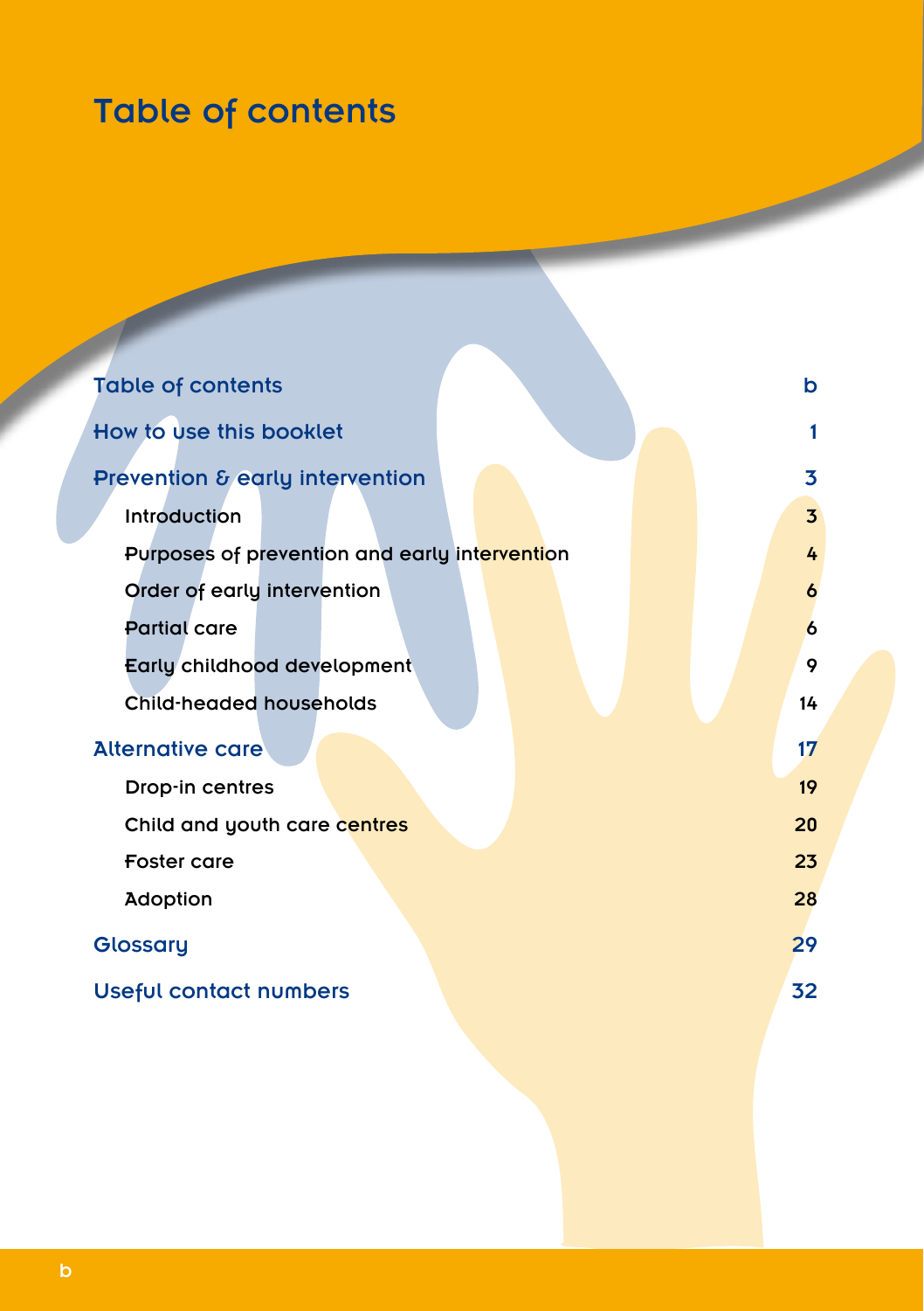# Table of contents

| | |
|---|---|
| **Table of contents** | b |
| **How to use this booklet** | 1 |
| **Prevention & early intervention** | 3 |
| Introduction | 3 |
| Purposes of prevention and early intervention | 4 |
| Order of early intervention | 6 |
| Partial care | 6 |
| Early childhood development | 9 |
| Child-headed households | 14 |
| **Alternative care** | 17 |
| Drop-in centres | 19 |
| Child and youth care centres | 20 |
| Foster care | 23 |
| Adoption | 28 |
| **Glossary** | 29 |
| **Useful contact numbers** | 32 |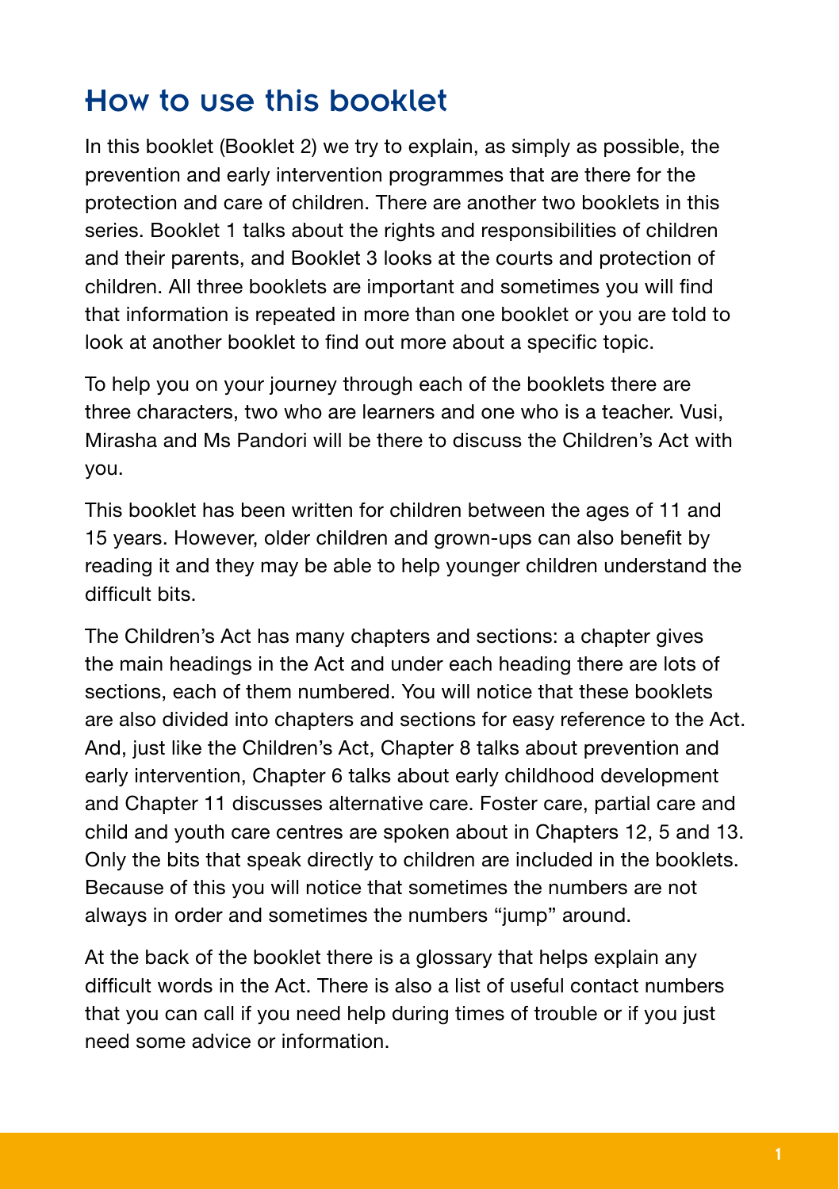# How to use this booklet

In this booklet (Booklet 2) we try to explain, as simply as possible, the prevention and early intervention programmes that are there for the protection and care of children. There are another two booklets in this series. Booklet 1 talks about the rights and responsibilities of children and their parents, and Booklet 3 looks at the courts and protection of children. All three booklets are important and sometimes you will find that information is repeated in more than one booklet or you are told to look at another booklet to find out more about a specific topic.

To help you on your journey through each of the booklets there are three characters, two who are learners and one who is a teacher. Vusi, Mirasha and Ms Pandori will be there to discuss the Children's Act with you.

This booklet has been written for children between the ages of 11 and 15 years. However, older children and grown-ups can also benefit by reading it and they may be able to help younger children understand the difficult bits.

The Children's Act has many chapters and sections: a chapter gives the main headings in the Act and under each heading there are lots of sections, each of them numbered. You will notice that these booklets are also divided into chapters and sections for easy reference to the Act. And, just like the Children's Act, Chapter 8 talks about prevention and early intervention, Chapter 6 talks about early childhood development and Chapter 11 discusses alternative care. Foster care, partial care and child and youth care centres are spoken about in Chapters 12, 5 and 13. Only the bits that speak directly to children are included in the booklets. Because of this you will notice that sometimes the numbers are not always in order and sometimes the numbers "jump" around.

At the back of the booklet there is a glossary that helps explain any difficult words in the Act. There is also a list of useful contact numbers that you can call if you need help during times of trouble or if you just need some advice or information.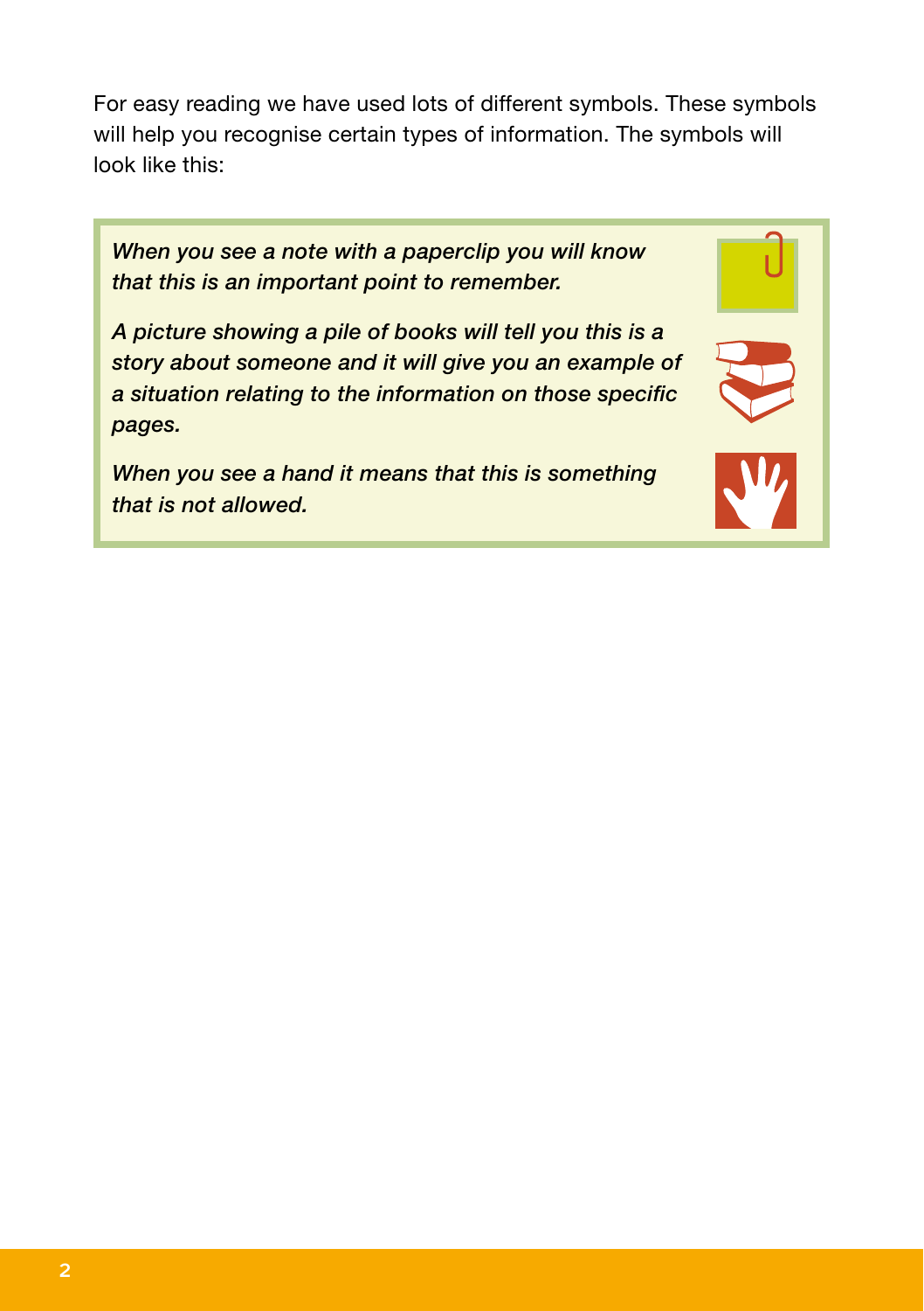For easy reading we have used lots of different symbols. These symbols will help you recognise certain types of information. The symbols will look like this:

*When you see a note with a paperclip you will know that this is an important point to remember.*

*A picture showing a pile of books will tell you this is a story about someone and it will give you an example of a situation relating to the information on those specific pages.*

*When you see a hand it means that this is something that is not allowed.*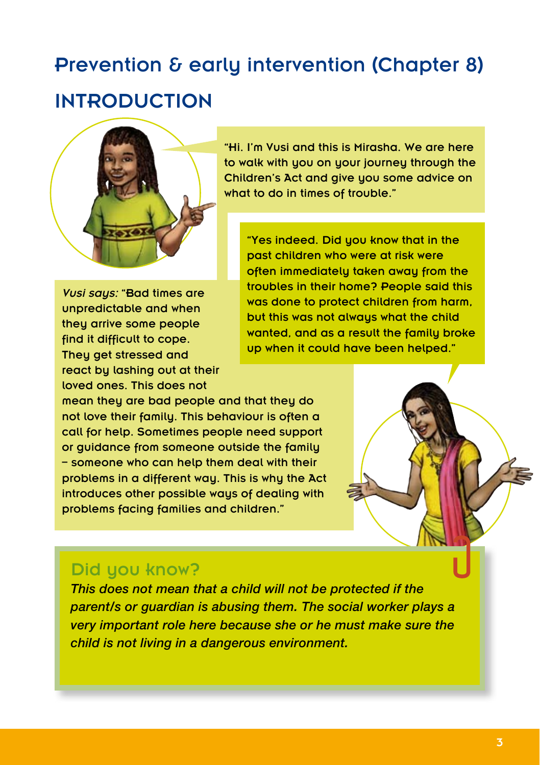# Prevention & early intervention (Chapter 8)

## INTRODUCTION

"Hi. I'm Vusi and this is Mirasha. We are here to walk with you on your journey through the Children's Act and give you some advice on what to do in times of trouble."

"Yes indeed. Did you know that in the past children who were at risk were often immediately taken away from the troubles in their home? People said this was done to protect children from harm, but this was not always what the child wanted, and as a result the family broke up when it could have been helped."

*Vusi says:* "Bad times are unpredictable and when they arrive some people find it difficult to cope. They get stressed and react by lashing out at their loved ones. This does not mean they are bad people and that they do not love their family. This behaviour is often a call for help. Sometimes people need support or guidance from someone outside the family – someone who can help them deal with their problems in a different way. This is why the Act introduces other possible ways of dealing with problems facing families and children."

### Did you know?

*This does not mean that a child will not be protected if the parent/s or guardian is abusing them. The social worker plays a very important role here because she or he must make sure the child is not living in a dangerous environment.*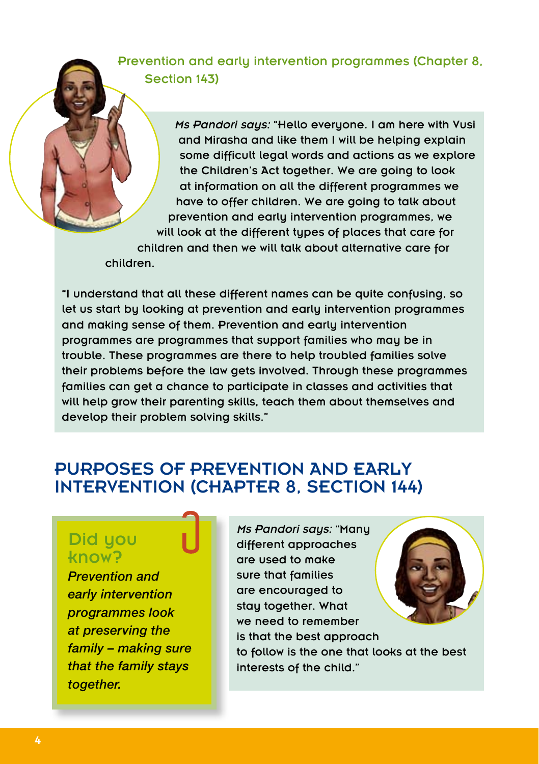### Prevention and early intervention programmes (Chapter 8, Section 143)

*Ms Pandori says:* "Hello everyone. I am here with Vusi and Mirasha and like them I will be helping explain some difficult legal words and actions as we explore the Children's Act together. We are going to look at information on all the different programmes we have to offer children. We are going to talk about prevention and early intervention programmes, we will look at the different types of places that care for children and then we will talk about alternative care for children.

"I understand that all these different names can be quite confusing, so let us start by looking at prevention and early intervention programmes and making sense of them. Prevention and early intervention programmes are programmes that support families who may be in trouble. These programmes are there to help troubled families solve their problems before the law gets involved. Through these programmes families can get a chance to participate in classes and activities that will help grow their parenting skills, teach them about themselves and develop their problem solving skills."

## PURPOSES OF PREVENTION AND EARLY INTERVENTION (CHAPTER 8, SECTION 144)

**Did you know?**

*Prevention and early intervention programmes look at preserving the family – making sure that the family stays together.*

*Ms Pandori says:* "Many different approaches are used to make sure that families are encouraged to stay together. What we need to remember is that the best approach to follow is the one that looks at the best interests of the child."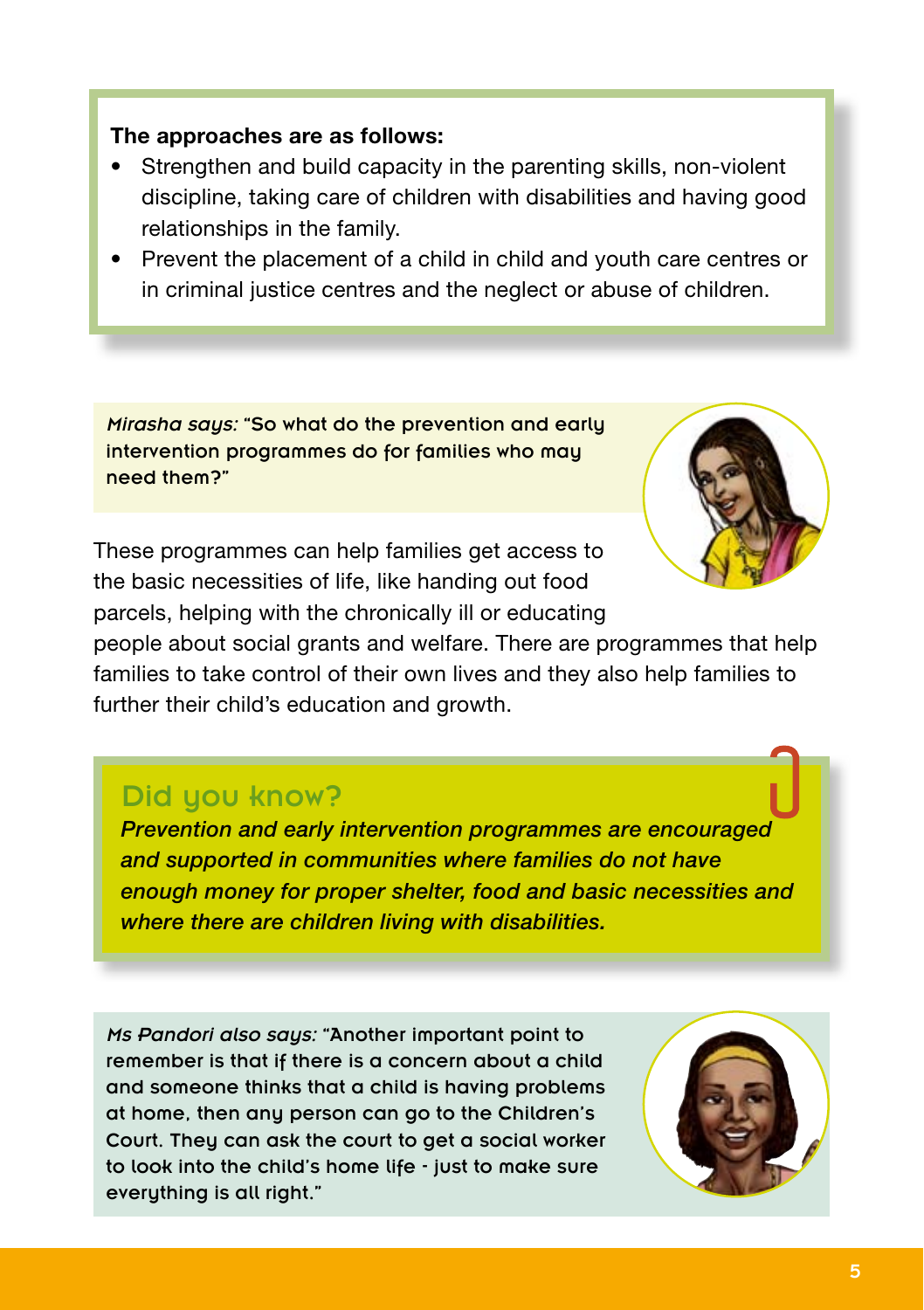**The approaches are as follows:**

- Strengthen and build capacity in the parenting skills, non-violent discipline, taking care of children with disabilities and having good relationships in the family.
- Prevent the placement of a child in child and youth care centres or in criminal justice centres and the neglect or abuse of children.

*Mirasha says:* "So what do the prevention and early intervention programmes do for families who may need them?"

These programmes can help families get access to the basic necessities of life, like handing out food parcels, helping with the chronically ill or educating people about social grants and welfare. There are programmes that help families to take control of their own lives and they also help families to further their child's education and growth.

## Did you know?

***Prevention and early intervention programmes are encouraged and supported in communities where families do not have enough money for proper shelter, food and basic necessities and where there are children living with disabilities.***

*Ms Pandori also says:* "Another important point to remember is that if there is a concern about a child and someone thinks that a child is having problems at home, then any person can go to the Children's Court. They can ask the court to get a social worker to look into the child's home life - just to make sure everything is all right."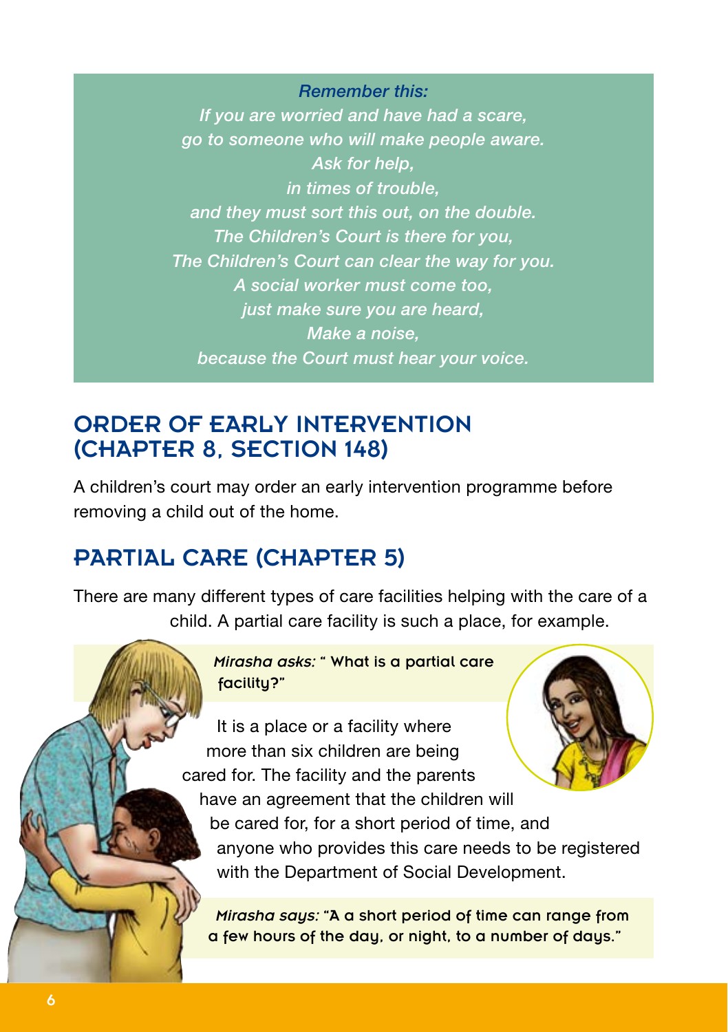*Remember this:*

*If you are worried and have had a scare,*
*go to someone who will make people aware.*
*Ask for help,*
*in times of trouble,*
*and they must sort this out, on the double.*
*The Children's Court is there for you,*
*The Children's Court can clear the way for you.*
*A social worker must come too,*
*just make sure you are heard,*
*Make a noise,*
*because the Court must hear your voice.*

## ORDER OF EARLY INTERVENTION (CHAPTER 8, SECTION 148)

A children's court may order an early intervention programme before removing a child out of the home.

## PARTIAL CARE (CHAPTER 5)

There are many different types of care facilities helping with the care of a child. A partial care facility is such a place, for example.

*Mirasha asks:* " What is a partial care facility?"

It is a place or a facility where more than six children are being cared for. The facility and the parents have an agreement that the children will be cared for, for a short period of time, and anyone who provides this care needs to be registered with the Department of Social Development.

*Mirasha says:* "A a short period of time can range from a few hours of the day, or night, to a number of days."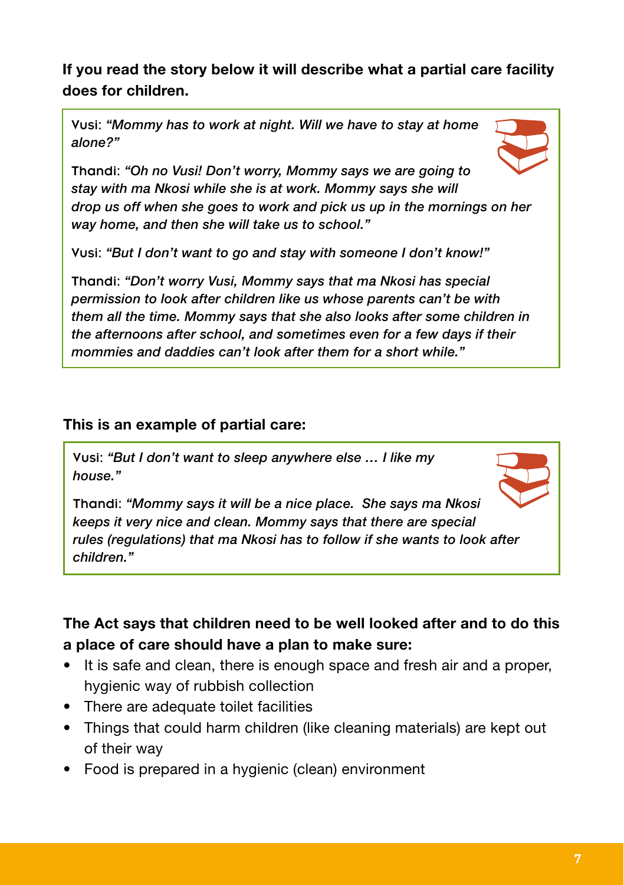**If you read the story below it will describe what a partial care facility does for children.**

> Vusi: *"Mommy has to work at night. Will we have to stay at home alone?"*
>
> Thandi: *"Oh no Vusi! Don't worry, Mommy says we are going to stay with ma Nkosi while she is at work. Mommy says she will drop us off when she goes to work and pick us up in the mornings on her way home, and then she will take us to school."*
>
> Vusi: *"But I don't want to go and stay with someone I don't know!"*
>
> Thandi: *"Don't worry Vusi, Mommy says that ma Nkosi has special permission to look after children like us whose parents can't be with them all the time. Mommy says that she also looks after some children in the afternoons after school, and sometimes even for a few days if their mommies and daddies can't look after them for a short while."*

**This is an example of partial care:**

> Vusi: *"But I don't want to sleep anywhere else … I like my house."*
>
> Thandi: *"Mommy says it will be a nice place. She says ma Nkosi keeps it very nice and clean. Mommy says that there are special rules (regulations) that ma Nkosi has to follow if she wants to look after children."*

**The Act says that children need to be well looked after and to do this a place of care should have a plan to make sure:**

- It is safe and clean, there is enough space and fresh air and a proper, hygienic way of rubbish collection
- There are adequate toilet facilities
- Things that could harm children (like cleaning materials) are kept out of their way
- Food is prepared in a hygienic (clean) environment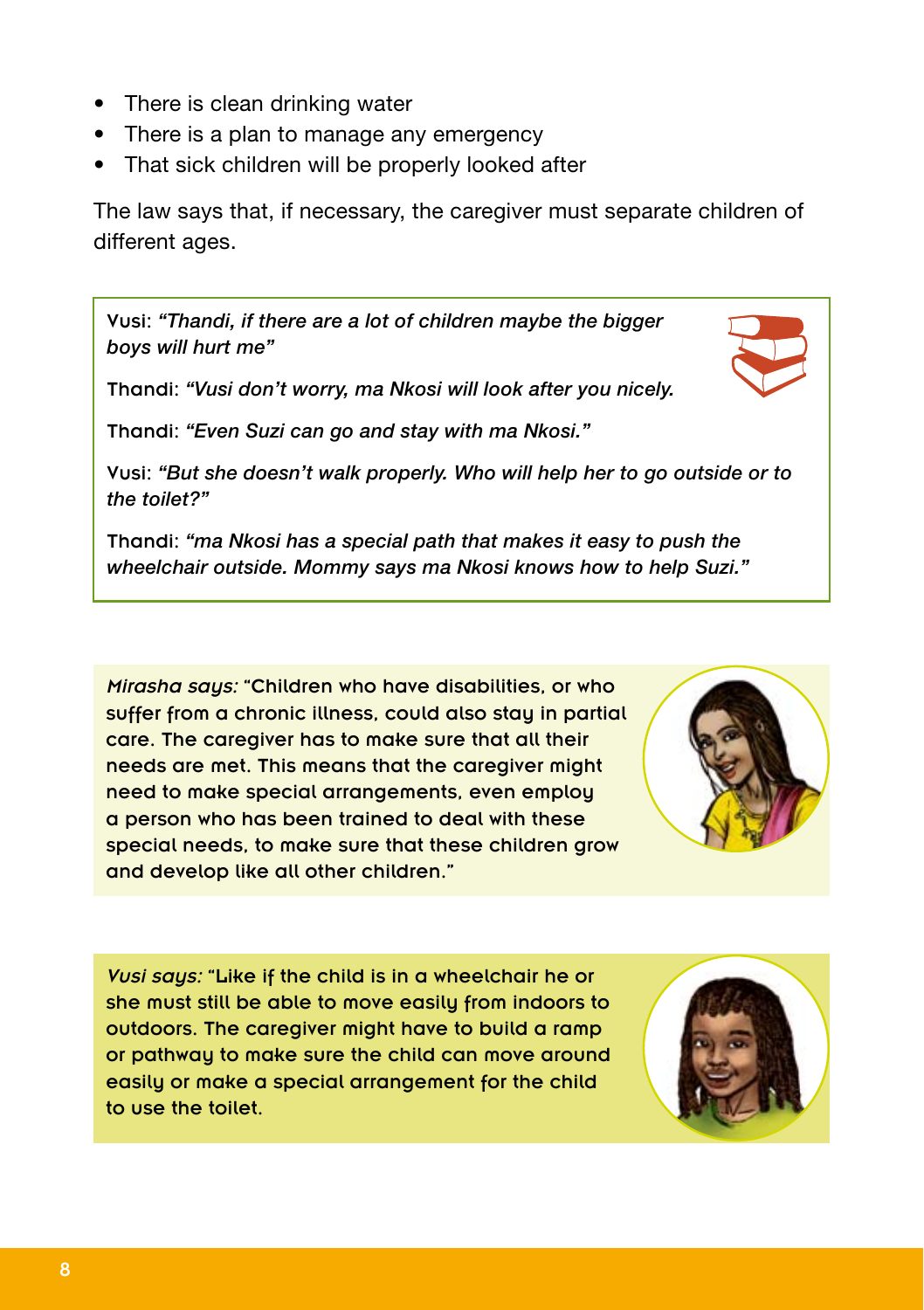- There is clean drinking water
- There is a plan to manage any emergency
- That sick children will be properly looked after

The law says that, if necessary, the caregiver must separate children of different ages.

> Vusi: *"Thandi, if there are a lot of children maybe the bigger boys will hurt me"*
>
> Thandi: *"Vusi don't worry, ma Nkosi will look after you nicely.*
>
> Thandi: *"Even Suzi can go and stay with ma Nkosi."*
>
> Vusi: *"But she doesn't walk properly. Who will help her to go outside or to the toilet?"*
>
> Thandi: *"ma Nkosi has a special path that makes it easy to push the wheelchair outside. Mommy says ma Nkosi knows how to help Suzi."*

*Mirasha says:* "Children who have disabilities, or who suffer from a chronic illness, could also stay in partial care. The caregiver has to make sure that all their needs are met. This means that the caregiver might need to make special arrangements, even employ a person who has been trained to deal with these special needs, to make sure that these children grow and develop like all other children."

*Vusi says:* "Like if the child is in a wheelchair he or she must still be able to move easily from indoors to outdoors. The caregiver might have to build a ramp or pathway to make sure the child can move around easily or make a special arrangement for the child to use the toilet.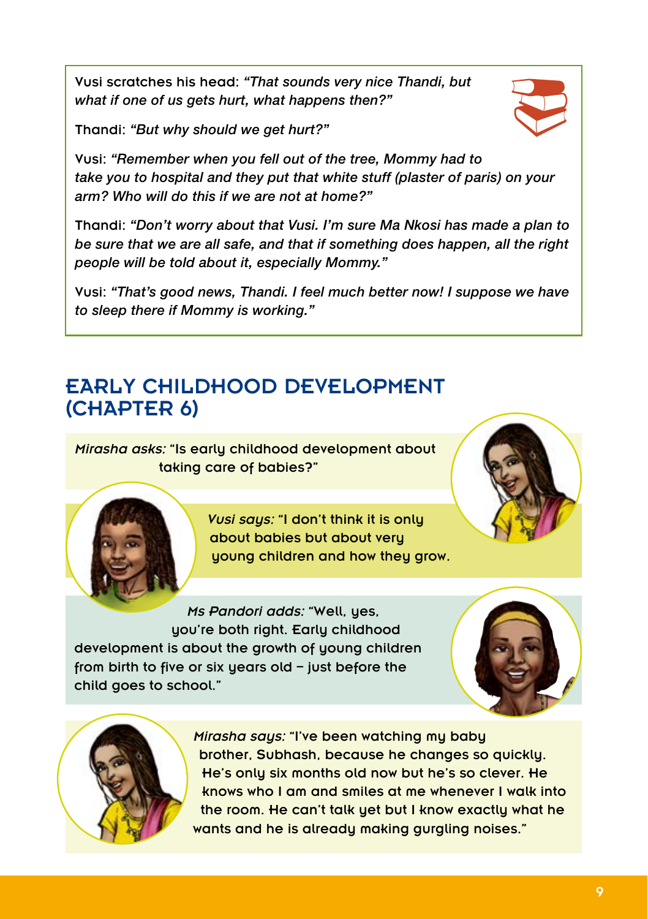Vusi scratches his head: *"That sounds very nice Thandi, but what if one of us gets hurt, what happens then?"*

Thandi: *"But why should we get hurt?"*

Vusi: *"Remember when you fell out of the tree, Mommy had to take you to hospital and they put that white stuff (plaster of paris) on your arm? Who will do this if we are not at home?"*

Thandi: *"Don't worry about that Vusi. I'm sure Ma Nkosi has made a plan to be sure that we are all safe, and that if something does happen, all the right people will be told about it, especially Mommy."*

Vusi: *"That's good news, Thandi. I feel much better now! I suppose we have to sleep there if Mommy is working."*

## EARLY CHILDHOOD DEVELOPMENT (CHAPTER 6)

*Mirasha asks:* "Is early childhood development about taking care of babies?"

*Vusi says:* "I don't think it is only about babies but about very young children and how they grow.

*Ms Pandori adds:* "Well, yes, you're both right. Early childhood development is about the growth of young children from birth to five or six years old – just before the child goes to school."

*Mirasha says:* "I've been watching my baby brother, Subhash, because he changes so quickly. He's only six months old now but he's so clever. He knows who I am and smiles at me whenever I walk into the room. He can't talk yet but I know exactly what he wants and he is already making gurgling noises."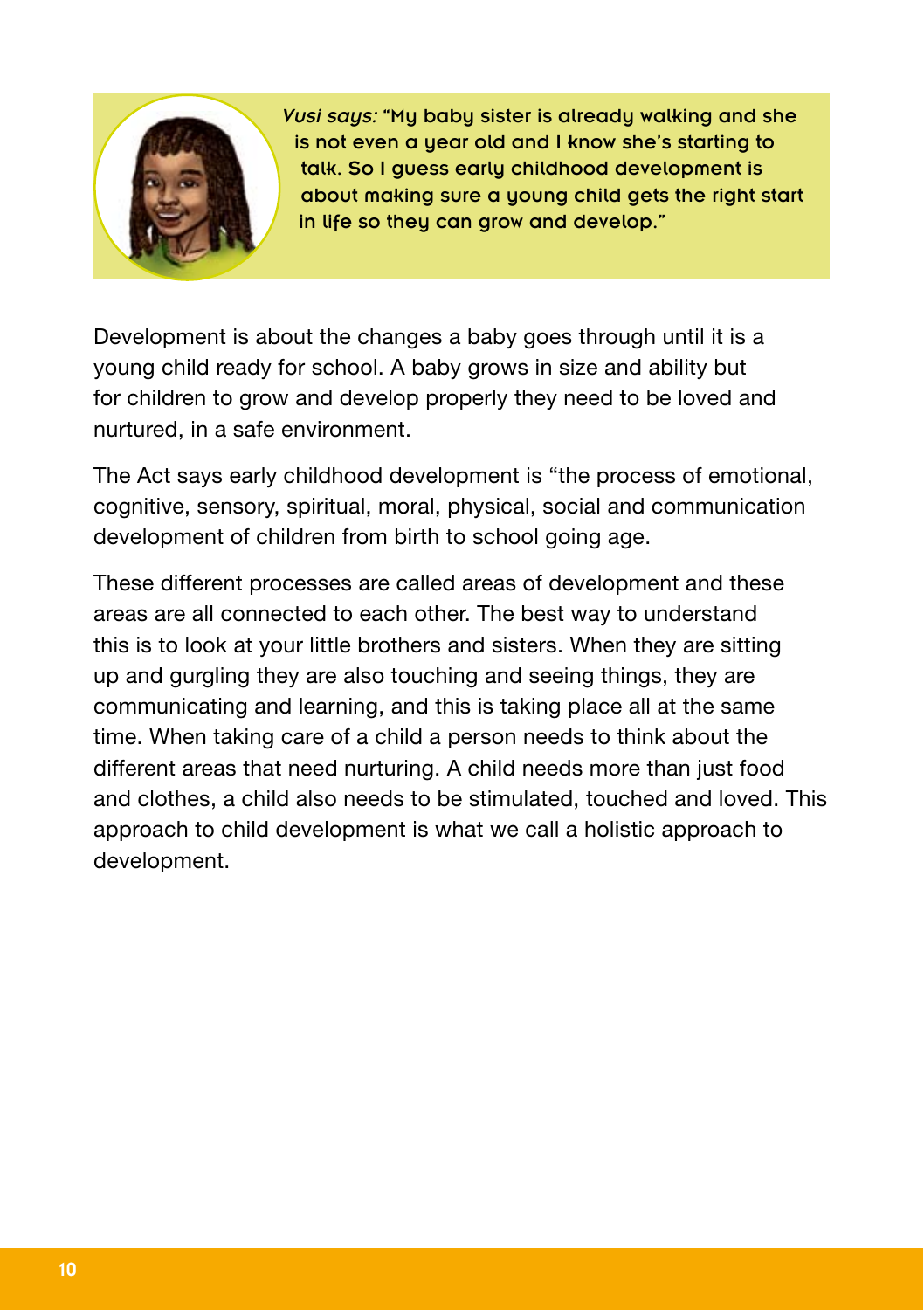*Vusi says:* "My baby sister is already walking and she is not even a year old and I know she's starting to talk. So I guess early childhood development is about making sure a young child gets the right start in life so they can grow and develop."

Development is about the changes a baby goes through until it is a young child ready for school. A baby grows in size and ability but for children to grow and develop properly they need to be loved and nurtured, in a safe environment.

The Act says early childhood development is "the process of emotional, cognitive, sensory, spiritual, moral, physical, social and communication development of children from birth to school going age.

These different processes are called areas of development and these areas are all connected to each other. The best way to understand this is to look at your little brothers and sisters. When they are sitting up and gurgling they are also touching and seeing things, they are communicating and learning, and this is taking place all at the same time. When taking care of a child a person needs to think about the different areas that need nurturing. A child needs more than just food and clothes, a child also needs to be stimulated, touched and loved. This approach to child development is what we call a holistic approach to development.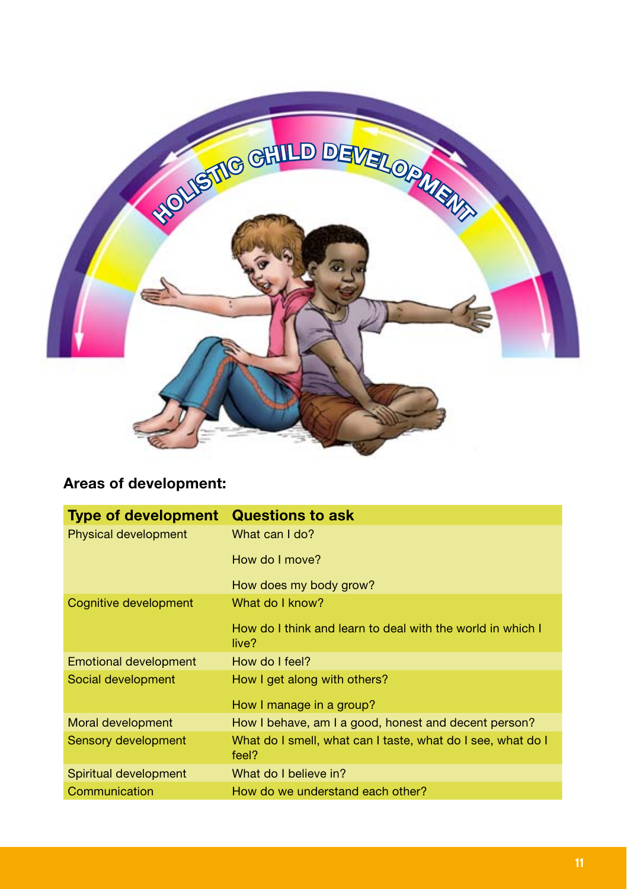HOLISTIC CHILD DEVELOPMENT

**Areas of development:**

| Type of development | Questions to ask |
|---|---|
| Physical development | What can I do?<br><br>How do I move?<br><br>How does my body grow? |
| Cognitive development | What do I know?<br><br>How do I think and learn to deal with the world in which I live? |
| Emotional development | How do I feel? |
| Social development | How I get along with others?<br><br>How I manage in a group? |
| Moral development | How I behave, am I a good, honest and decent person? |
| Sensory development | What do I smell, what can I taste, what do I see, what do I feel? |
| Spiritual development | What do I believe in? |
| Communication | How do we understand each other? |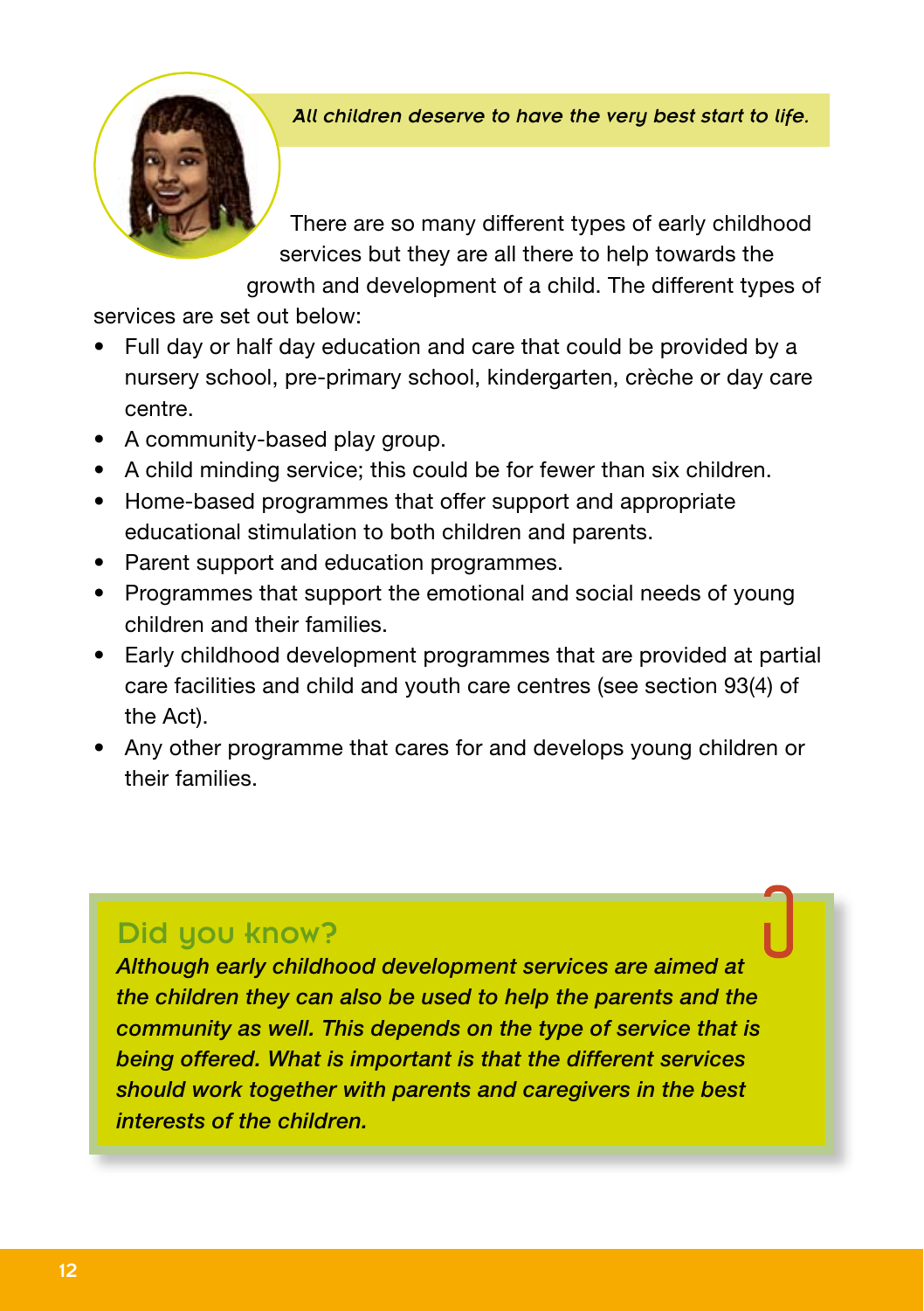*All children deserve to have the very best start to life.*

There are so many different types of early childhood services but they are all there to help towards the growth and development of a child. The different types of services are set out below:

- Full day or half day education and care that could be provided by a nursery school, pre-primary school, kindergarten, crèche or day care centre.
- A community-based play group.
- A child minding service; this could be for fewer than six children.
- Home-based programmes that offer support and appropriate educational stimulation to both children and parents.
- Parent support and education programmes.
- Programmes that support the emotional and social needs of young children and their families.
- Early childhood development programmes that are provided at partial care facilities and child and youth care centres (see section 93(4) of the Act).
- Any other programme that cares for and develops young children or their families.

## Did you know?

***Although early childhood development services are aimed at the children they can also be used to help the parents and the community as well. This depends on the type of service that is being offered. What is important is that the different services should work together with parents and caregivers in the best interests of the children.***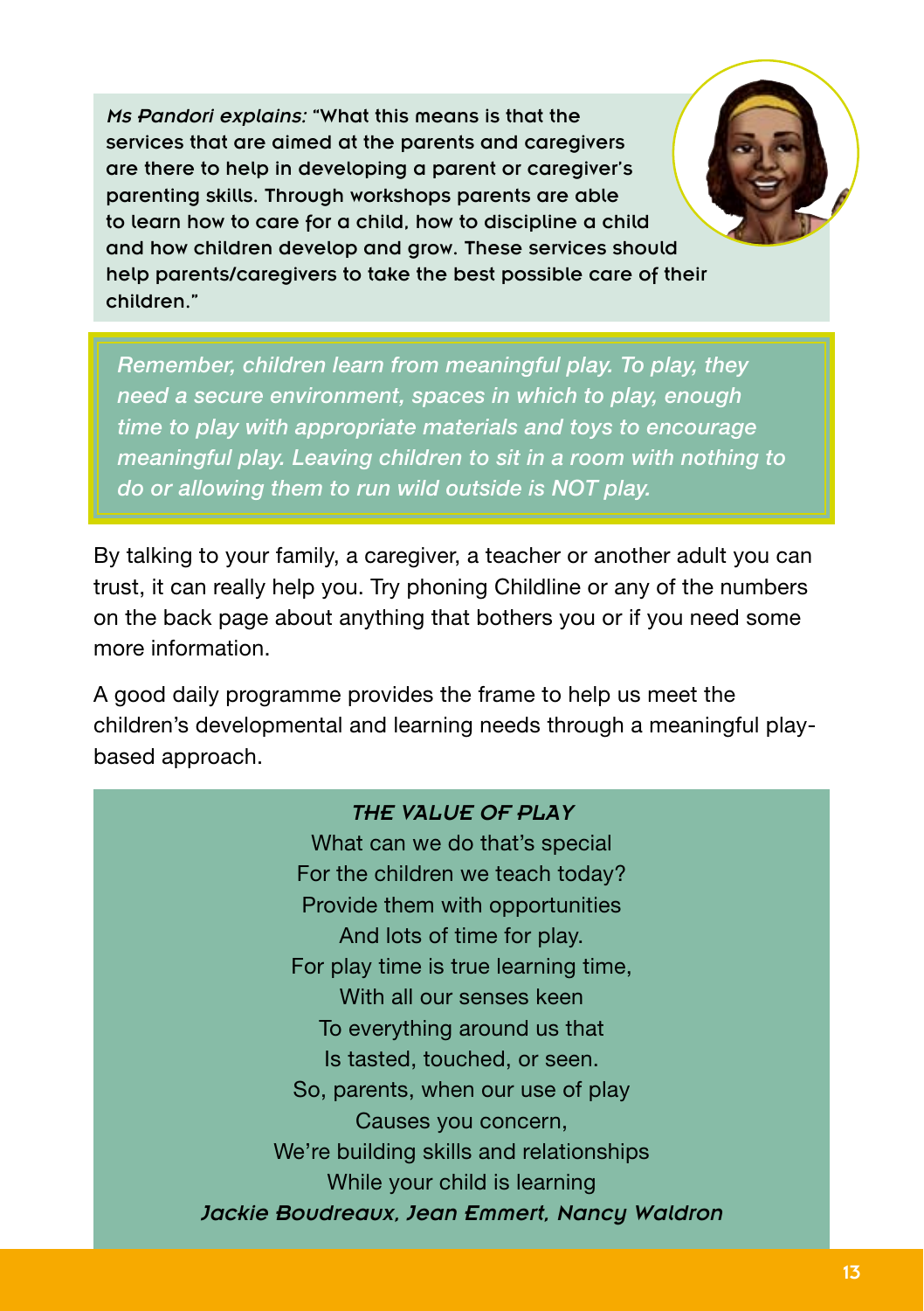*Ms Pandori explains:* "What this means is that the services that are aimed at the parents and caregivers are there to help in developing a parent or caregiver's parenting skills. Through workshops parents are able to learn how to care for a child, how to discipline a child and how children develop and grow. These services should help parents/caregivers to take the best possible care of their children."

*Remember, children learn from meaningful play. To play, they need a secure environment, spaces in which to play, enough time to play with appropriate materials and toys to encourage meaningful play. Leaving children to sit in a room with nothing to do or allowing them to run wild outside is NOT play.*

By talking to your family, a caregiver, a teacher or another adult you can trust, it can really help you. Try phoning Childline or any of the numbers on the back page about anything that bothers you or if you need some more information.

A good daily programme provides the frame to help us meet the children's developmental and learning needs through a meaningful play-based approach.

***THE VALUE OF PLAY***

What can we do that's special
For the children we teach today?
Provide them with opportunities
And lots of time for play.
For play time is true learning time,
With all our senses keen
To everything around us that
Is tasted, touched, or seen.
So, parents, when our use of play
Causes you concern,
We're building skills and relationships
While your child is learning

*Jackie Boudreaux, Jean Emmert, Nancy Waldron*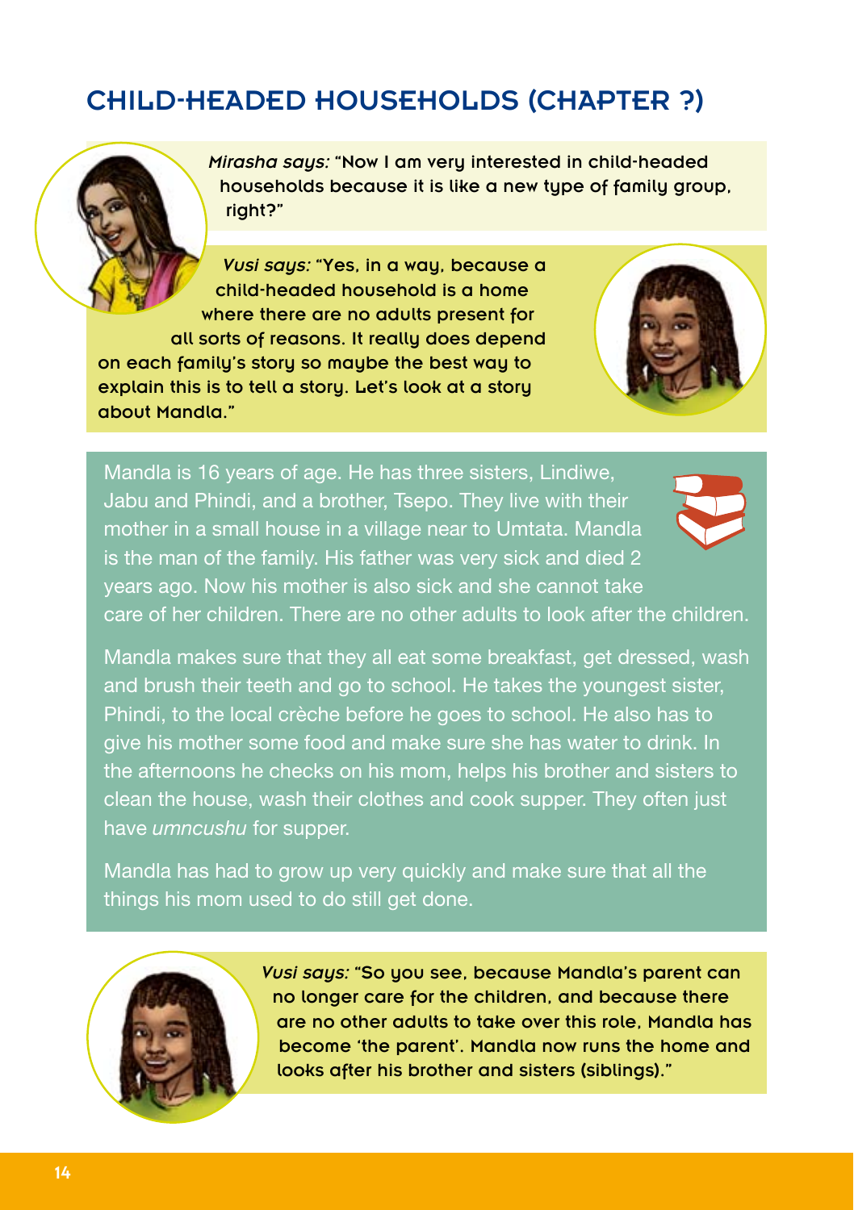## CHILD-HEADED HOUSEHOLDS (CHAPTER ?)

*Mirasha says:* "Now I am very interested in child-headed households because it is like a new type of family group, right?"

*Vusi says:* "Yes, in a way, because a child-headed household is a home where there are no adults present for all sorts of reasons. It really does depend on each family's story so maybe the best way to explain this is to tell a story. Let's look at a story about Mandla."

Mandla is 16 years of age. He has three sisters, Lindiwe, Jabu and Phindi, and a brother, Tsepo. They live with their mother in a small house in a village near to Umtata. Mandla is the man of the family. His father was very sick and died 2 years ago. Now his mother is also sick and she cannot take care of her children. There are no other adults to look after the children.

Mandla makes sure that they all eat some breakfast, get dressed, wash and brush their teeth and go to school. He takes the youngest sister, Phindi, to the local crèche before he goes to school. He also has to give his mother some food and make sure she has water to drink. In the afternoons he checks on his mom, helps his brother and sisters to clean the house, wash their clothes and cook supper. They often just have *umncushu* for supper.

Mandla has had to grow up very quickly and make sure that all the things his mom used to do still get done.

*Vusi says:* "So you see, because Mandla's parent can no longer care for the children, and because there are no other adults to take over this role, Mandla has become 'the parent'. Mandla now runs the home and looks after his brother and sisters (siblings)."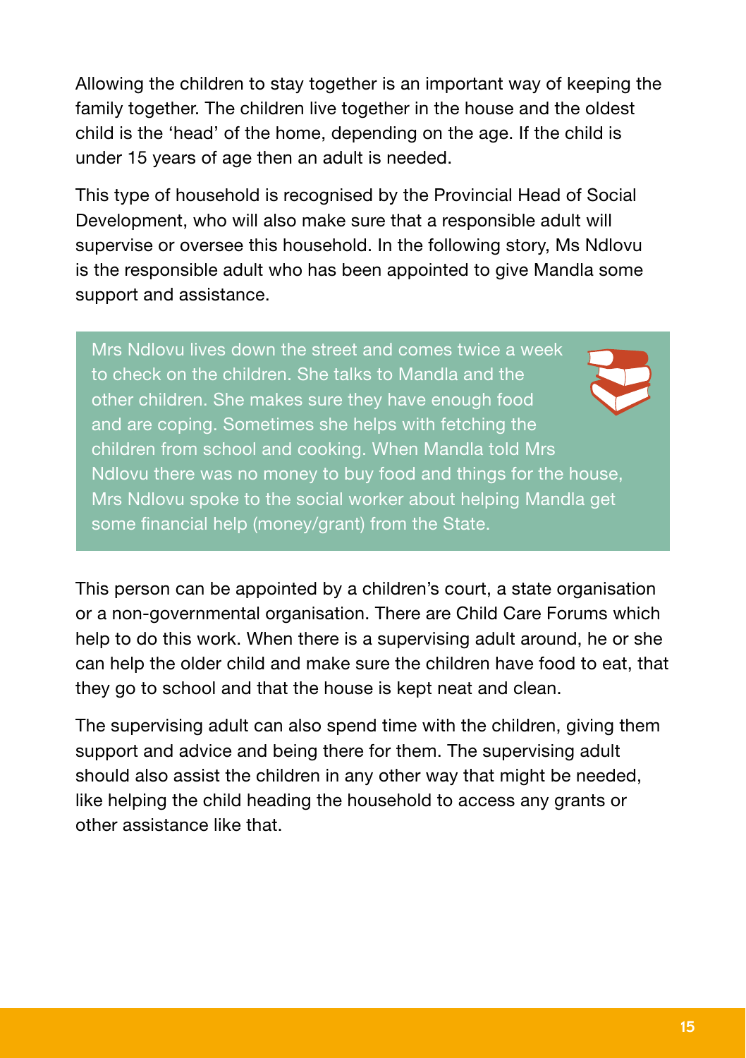Allowing the children to stay together is an important way of keeping the family together. The children live together in the house and the oldest child is the 'head' of the home, depending on the age. If the child is under 15 years of age then an adult is needed.

This type of household is recognised by the Provincial Head of Social Development, who will also make sure that a responsible adult will supervise or oversee this household. In the following story, Ms Ndlovu is the responsible adult who has been appointed to give Mandla some support and assistance.

> Mrs Ndlovu lives down the street and comes twice a week to check on the children. She talks to Mandla and the other children. She makes sure they have enough food and are coping. Sometimes she helps with fetching the children from school and cooking. When Mandla told Mrs Ndlovu there was no money to buy food and things for the house, Mrs Ndlovu spoke to the social worker about helping Mandla get some financial help (money/grant) from the State.

This person can be appointed by a children's court, a state organisation or a non-governmental organisation. There are Child Care Forums which help to do this work. When there is a supervising adult around, he or she can help the older child and make sure the children have food to eat, that they go to school and that the house is kept neat and clean.

The supervising adult can also spend time with the children, giving them support and advice and being there for them. The supervising adult should also assist the children in any other way that might be needed, like helping the child heading the household to access any grants or other assistance like that.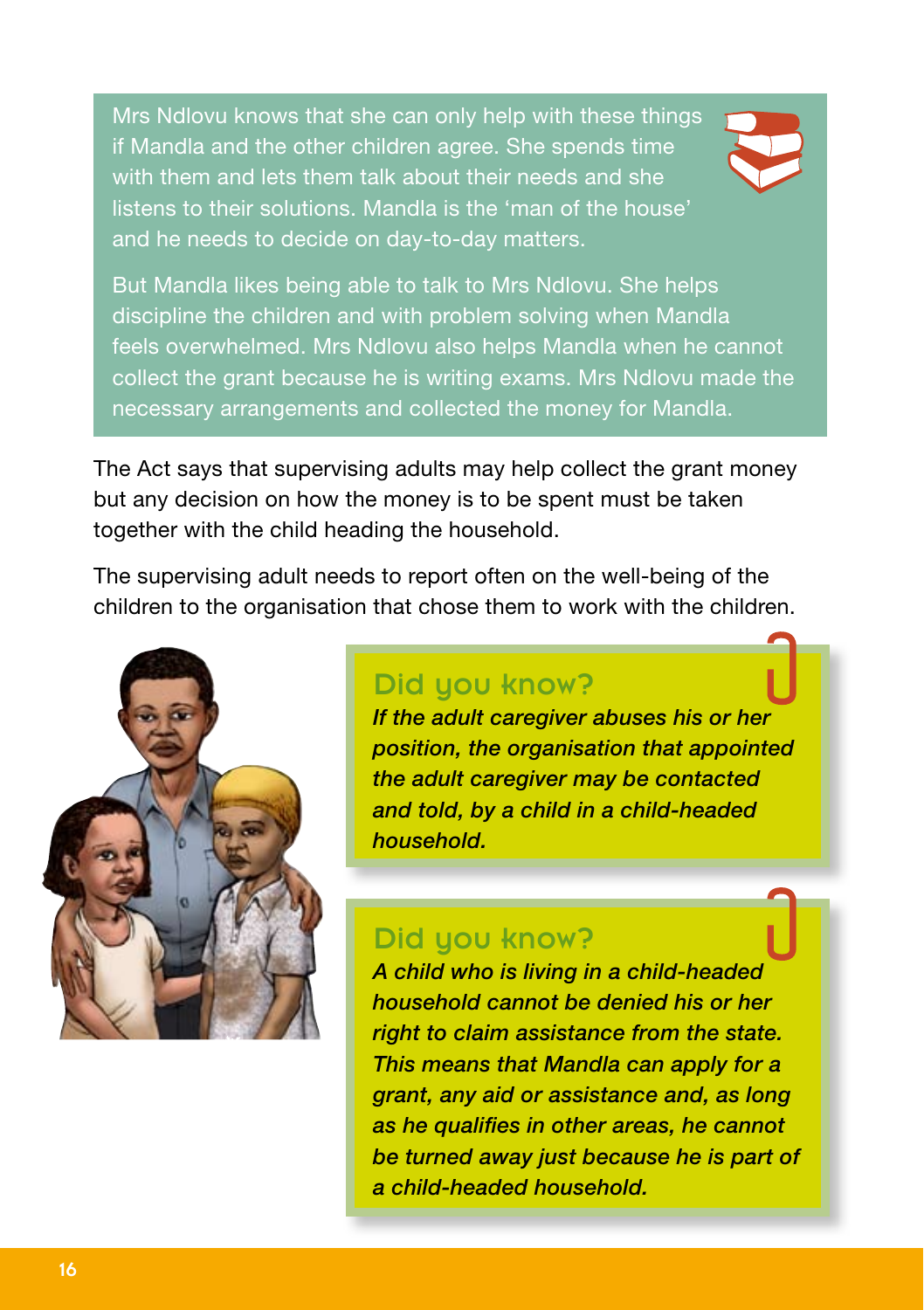Mrs Ndlovu knows that she can only help with these things if Mandla and the other children agree. She spends time with them and lets them talk about their needs and she listens to their solutions. Mandla is the 'man of the house' and he needs to decide on day-to-day matters.

But Mandla likes being able to talk to Mrs Ndlovu. She helps discipline the children and with problem solving when Mandla feels overwhelmed. Mrs Ndlovu also helps Mandla when he cannot collect the grant because he is writing exams. Mrs Ndlovu made the necessary arrangements and collected the money for Mandla.

The Act says that supervising adults may help collect the grant money but any decision on how the money is to be spent must be taken together with the child heading the household.

The supervising adult needs to report often on the well-being of the children to the organisation that chose them to work with the children.

## Did you know?

*If the adult caregiver abuses his or her position, the organisation that appointed the adult caregiver may be contacted and told, by a child in a child-headed household.*

## Did you know?

*A child who is living in a child-headed household cannot be denied his or her right to claim assistance from the state. This means that Mandla can apply for a grant, any aid or assistance and, as long as he qualifies in other areas, he cannot be turned away just because he is part of a child-headed household.*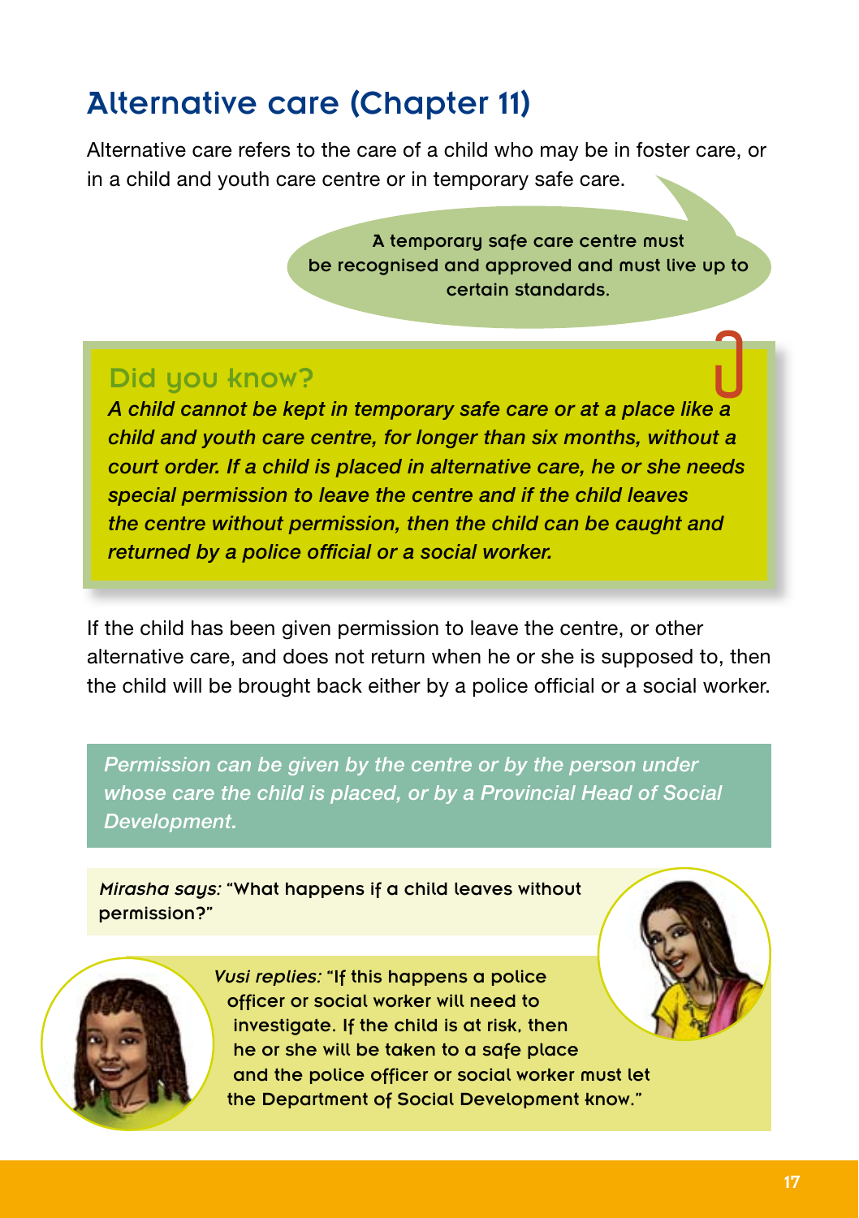## Alternative care (Chapter 11)

Alternative care refers to the care of a child who may be in foster care, or in a child and youth care centre or in temporary safe care.

A temporary safe care centre must be recognised and approved and must live up to certain standards.

### Did you know?

*A child cannot be kept in temporary safe care or at a place like a child and youth care centre, for longer than six months, without a court order. If a child is placed in alternative care, he or she needs special permission to leave the centre and if the child leaves the centre without permission, then the child can be caught and returned by a police official or a social worker.*

If the child has been given permission to leave the centre, or other alternative care, and does not return when he or she is supposed to, then the child will be brought back either by a police official or a social worker.

*Permission can be given by the centre or by the person under whose care the child is placed, or by a Provincial Head of Social Development.*

*Mirasha says:* "What happens if a child leaves without permission?"

*Vusi replies:* "If this happens a police officer or social worker will need to investigate. If the child is at risk, then he or she will be taken to a safe place and the police officer or social worker must let the Department of Social Development know."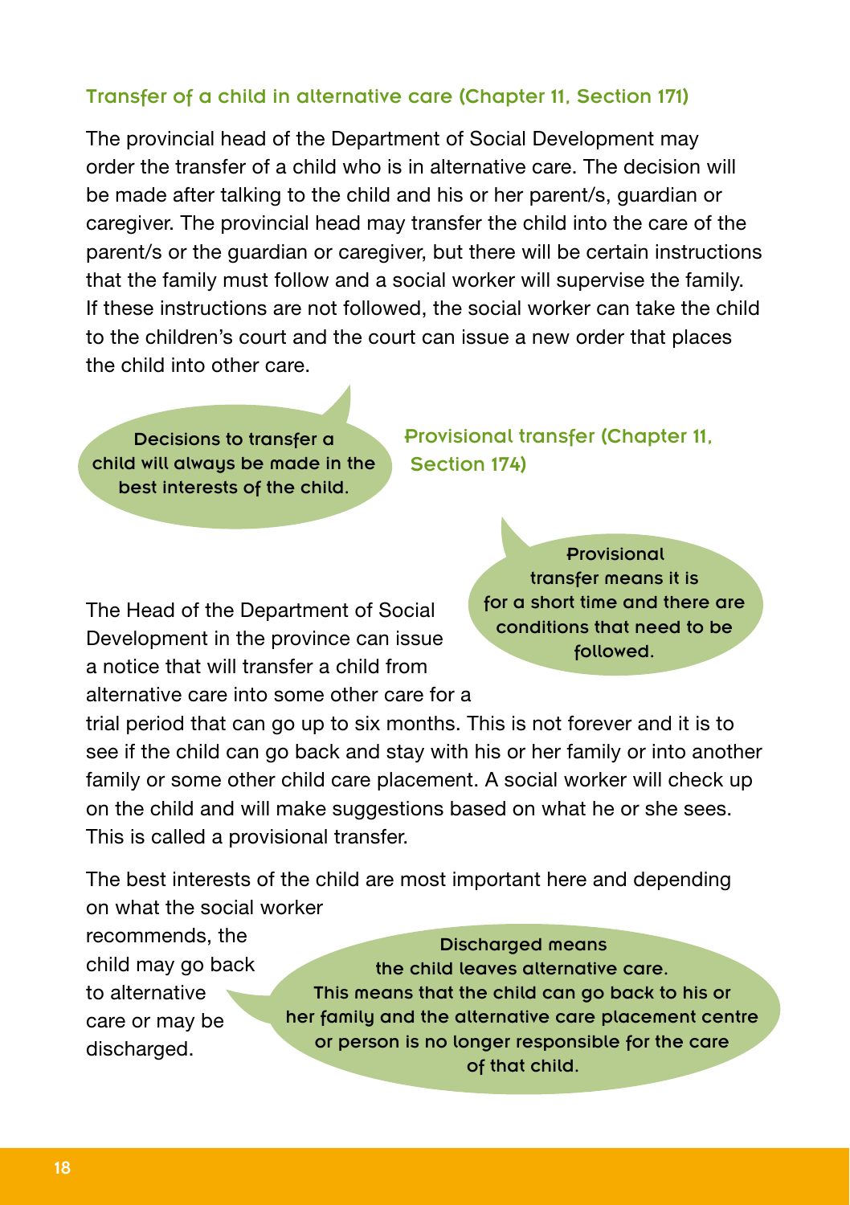### Transfer of a child in alternative care (Chapter 11, Section 171)

The provincial head of the Department of Social Development may order the transfer of a child who is in alternative care. The decision will be made after talking to the child and his or her parent/s, guardian or caregiver. The provincial head may transfer the child into the care of the parent/s or the guardian or caregiver, but there will be certain instructions that the family must follow and a social worker will supervise the family. If these instructions are not followed, the social worker can take the child to the children's court and the court can issue a new order that places the child into other care.

Decisions to transfer a child will always be made in the best interests of the child.

### Provisional transfer (Chapter 11, Section 174)

Provisional transfer means it is for a short time and there are conditions that need to be followed.

The Head of the Department of Social Development in the province can issue a notice that will transfer a child from alternative care into some other care for a trial period that can go up to six months. This is not forever and it is to see if the child can go back and stay with his or her family or into another family or some other child care placement. A social worker will check up on the child and will make suggestions based on what he or she sees. This is called a provisional transfer.

The best interests of the child are most important here and depending on what the social worker recommends, the child may go back to alternative care or may be discharged.

Discharged means the child leaves alternative care. This means that the child can go back to his or her family and the alternative care placement centre or person is no longer responsible for the care of that child.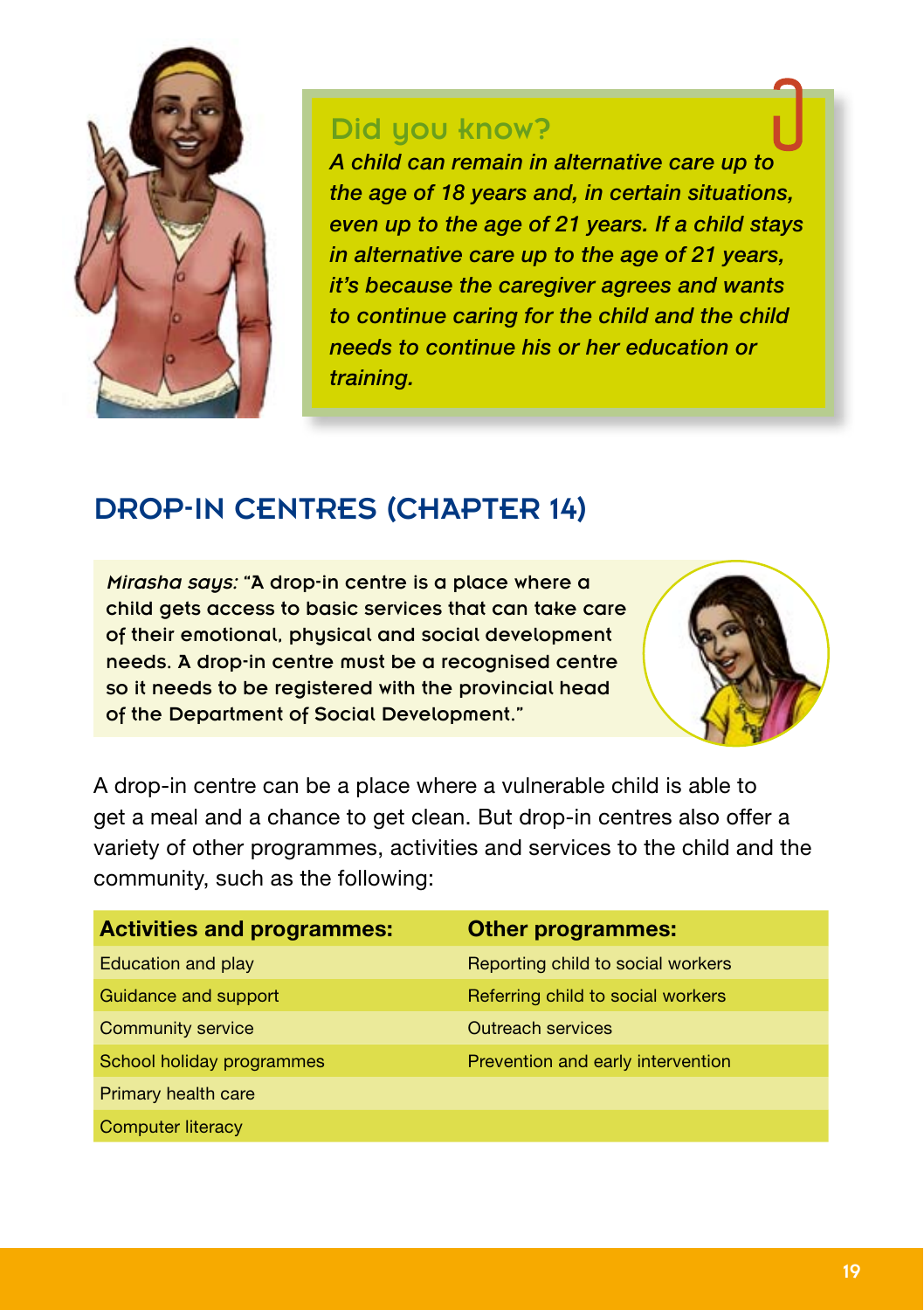### Did you know?

*A child can remain in alternative care up to the age of 18 years and, in certain situations, even up to the age of 21 years. If a child stays in alternative care up to the age of 21 years, it's because the caregiver agrees and wants to continue caring for the child and the child needs to continue his or her education or training.*

## DROP-IN CENTRES (CHAPTER 14)

*Mirasha says:* "A drop-in centre is a place where a child gets access to basic services that can take care of their emotional, physical and social development needs. A drop-in centre must be a recognised centre so it needs to be registered with the provincial head of the Department of Social Development."

A drop-in centre can be a place where a vulnerable child is able to get a meal and a chance to get clean. But drop-in centres also offer a variety of other programmes, activities and services to the child and the community, such as the following:

| Activities and programmes: | Other programmes: |
|---|---|
| Education and play | Reporting child to social workers |
| Guidance and support | Referring child to social workers |
| Community service | Outreach services |
| School holiday programmes | Prevention and early intervention |
| Primary health care | |
| Computer literacy | |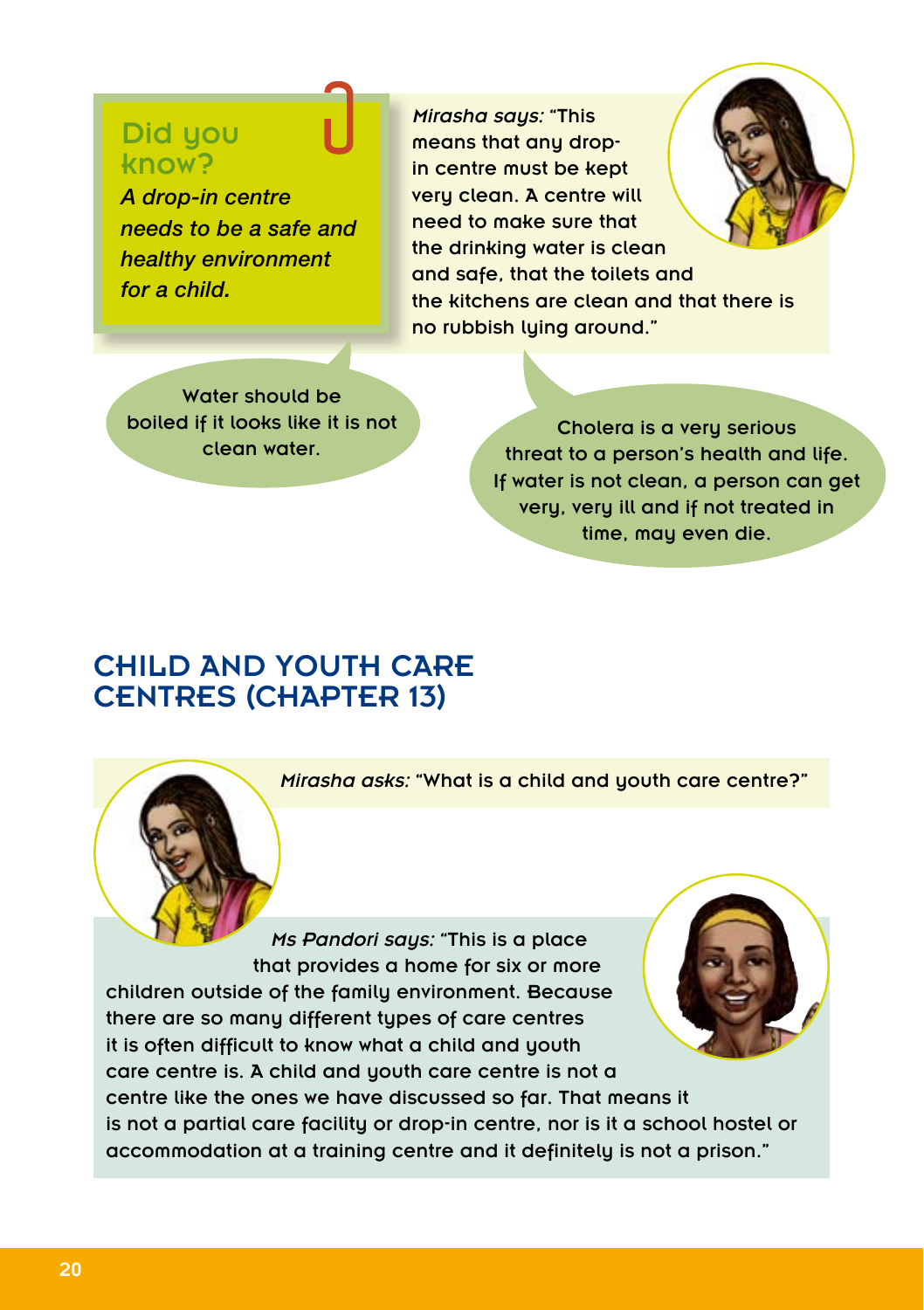**Did you know?**

*A drop-in centre needs to be a safe and healthy environment for a child.*

*Mirasha says:* "This means that any drop-in centre must be kept very clean. A centre will need to make sure that the drinking water is clean and safe, that the toilets and the kitchens are clean and that there is no rubbish lying around."

Water should be boiled if it looks like it is not clean water.

Cholera is a very serious threat to a person's health and life. If water is not clean, a person can get very, very ill and if not treated in time, may even die.

## CHILD AND YOUTH CARE CENTRES (CHAPTER 13)

*Mirasha asks:* "What is a child and youth care centre?"

*Ms Pandori says:* "This is a place that provides a home for six or more children outside of the family environment. Because there are so many different types of care centres it is often difficult to know what a child and youth care centre is. A child and youth care centre is not a centre like the ones we have discussed so far. That means it is not a partial care facility or drop-in centre, nor is it a school hostel or accommodation at a training centre and it definitely is not a prison."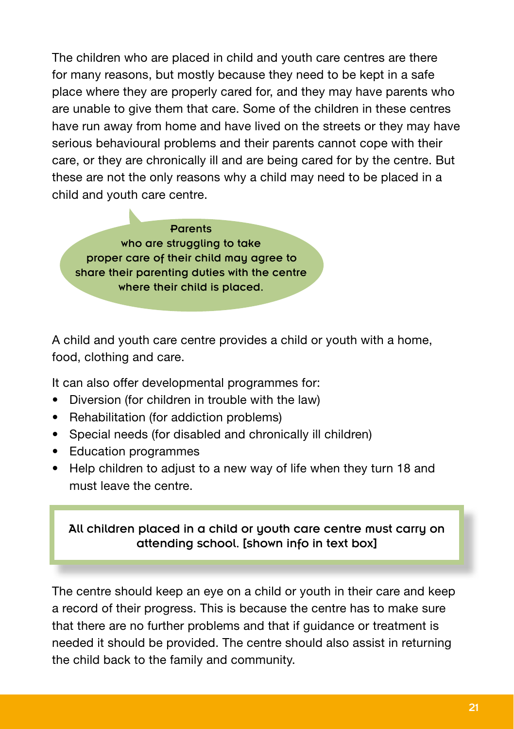The children who are placed in child and youth care centres are there for many reasons, but mostly because they need to be kept in a safe place where they are properly cared for, and they may have parents who are unable to give them that care. Some of the children in these centres have run away from home and have lived on the streets or they may have serious behavioural problems and their parents cannot cope with their care, or they are chronically ill and are being cared for by the centre. But these are not the only reasons why a child may need to be placed in a child and youth care centre.

> Parents who are struggling to take proper care of their child may agree to share their parenting duties with the centre where their child is placed.

A child and youth care centre provides a child or youth with a home, food, clothing and care.

It can also offer developmental programmes for:

- Diversion (for children in trouble with the law)
- Rehabilitation (for addiction problems)
- Special needs (for disabled and chronically ill children)
- Education programmes
- Help children to adjust to a new way of life when they turn 18 and must leave the centre.

> All children placed in a child or youth care centre must carry on attending school. [shown info in text box]

The centre should keep an eye on a child or youth in their care and keep a record of their progress. This is because the centre has to make sure that there are no further problems and that if guidance or treatment is needed it should be provided. The centre should also assist in returning the child back to the family and community.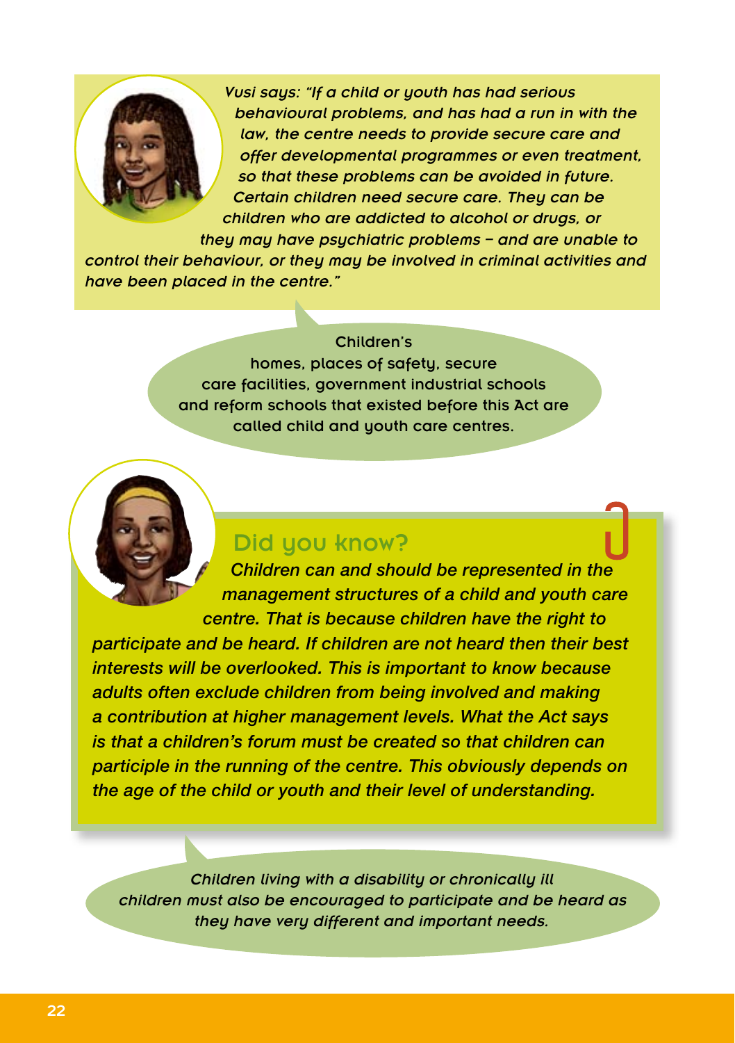*Vusi says: "If a child or youth has had serious behavioural problems, and has had a run in with the law, the centre needs to provide secure care and offer developmental programmes or even treatment, so that these problems can be avoided in future. Certain children need secure care. They can be children who are addicted to alcohol or drugs, or they may have psychiatric problems – and are unable to control their behaviour, or they may be involved in criminal activities and have been placed in the centre."*

Children's homes, places of safety, secure care facilities, government industrial schools and reform schools that existed before this Act are called child and youth care centres.

## Did you know?

*Children can and should be represented in the management structures of a child and youth care centre. That is because children have the right to participate and be heard. If children are not heard then their best interests will be overlooked. This is important to know because adults often exclude children from being involved and making a contribution at higher management levels. What the Act says is that a children's forum must be created so that children can participle in the running of the centre. This obviously depends on the age of the child or youth and their level of understanding.*

*Children living with a disability or chronically ill children must also be encouraged to participate and be heard as they have very different and important needs.*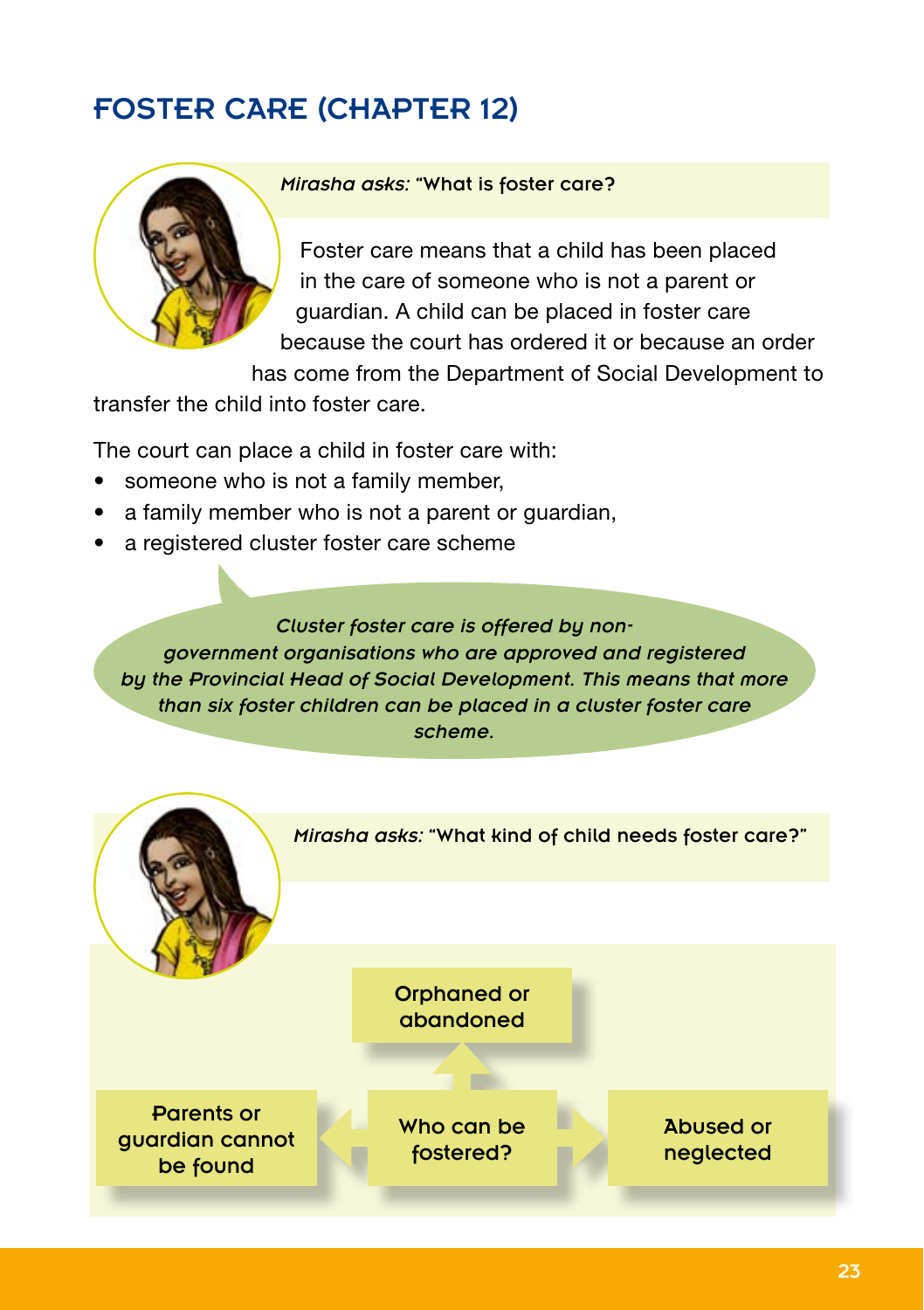# FOSTER CARE (CHAPTER 12)

*Mirasha asks:* "What is foster care?

Foster care means that a child has been placed in the care of someone who is not a parent or guardian. A child can be placed in foster care because the court has ordered it or because an order has come from the Department of Social Development to transfer the child into foster care.

The court can place a child in foster care with:

- someone who is not a family member,
- a family member who is not a parent or guardian,
- a registered cluster foster care scheme

*Cluster foster care is offered by non-government organisations who are approved and registered by the Provincial Head of Social Development. This means that more than six foster children can be placed in a cluster foster care scheme.*

*Mirasha asks:* "What kind of child needs foster care?"

Who can be fostered?

- Orphaned or abandoned
- Parents or guardian cannot be found
- Abused or neglected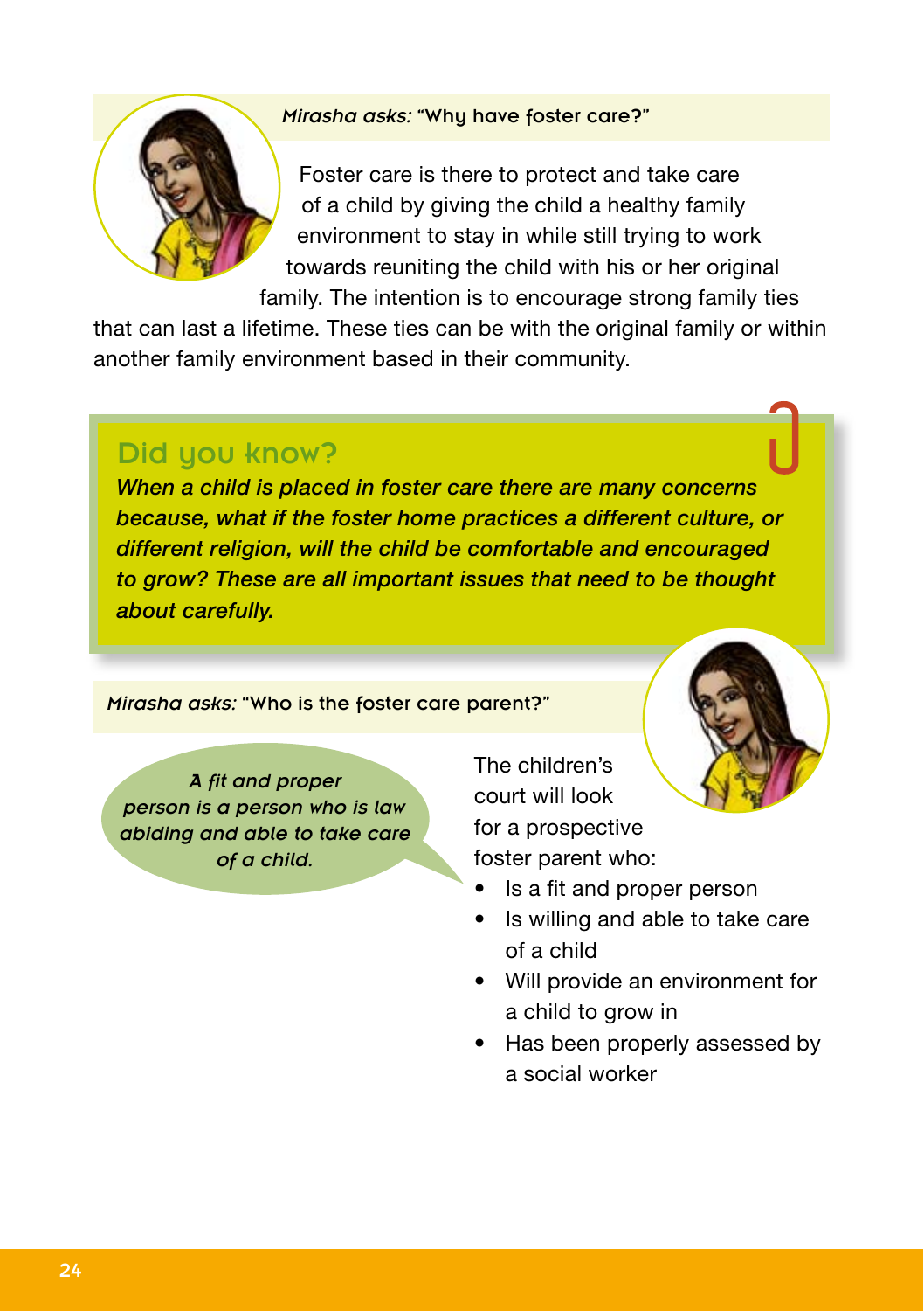*Mirasha asks:* "Why have foster care?"

Foster care is there to protect and take care of a child by giving the child a healthy family environment to stay in while still trying to work towards reuniting the child with his or her original family. The intention is to encourage strong family ties that can last a lifetime. These ties can be with the original family or within another family environment based in their community.

## Did you know?

***When a child is placed in foster care there are many concerns because, what if the foster home practices a different culture, or different religion, will the child be comfortable and encouraged to grow? These are all important issues that need to be thought about carefully.***

*Mirasha asks:* "Who is the foster care parent?"

*A fit and proper person is a person who is law abiding and able to take care of a child.*

The children's court will look for a prospective foster parent who:

- Is a fit and proper person
- Is willing and able to take care of a child
- Will provide an environment for a child to grow in
- Has been properly assessed by a social worker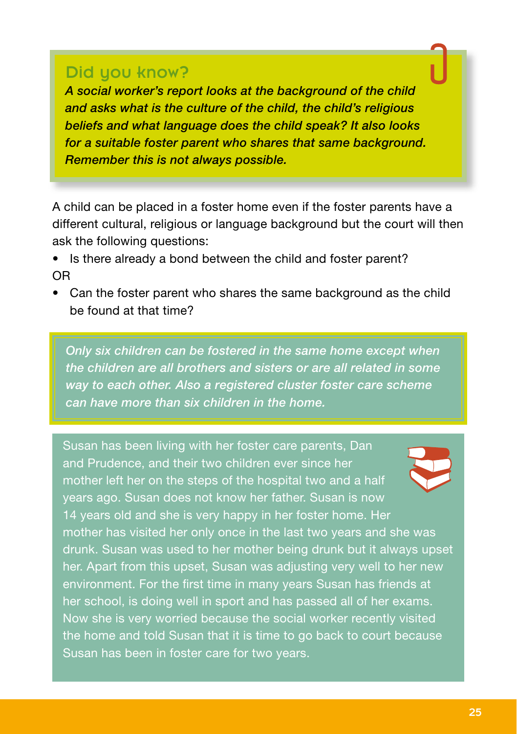## Did you know?

*A social worker's report looks at the background of the child and asks what is the culture of the child, the child's religious beliefs and what language does the child speak? It also looks for a suitable foster parent who shares that same background. Remember this is not always possible.*

A child can be placed in a foster home even if the foster parents have a different cultural, religious or language background but the court will then ask the following questions:

- Is there already a bond between the child and foster parent?

OR

- Can the foster parent who shares the same background as the child be found at that time?

*Only six children can be fostered in the same home except when the children are all brothers and sisters or are all related in some way to each other. Also a registered cluster foster care scheme can have more than six children in the home.*

Susan has been living with her foster care parents, Dan and Prudence, and their two children ever since her mother left her on the steps of the hospital two and a half years ago. Susan does not know her father. Susan is now 14 years old and she is very happy in her foster home. Her mother has visited her only once in the last two years and she was drunk. Susan was used to her mother being drunk but it always upset her. Apart from this upset, Susan was adjusting very well to her new environment. For the first time in many years Susan has friends at her school, is doing well in sport and has passed all of her exams. Now she is very worried because the social worker recently visited the home and told Susan that it is time to go back to court because Susan has been in foster care for two years.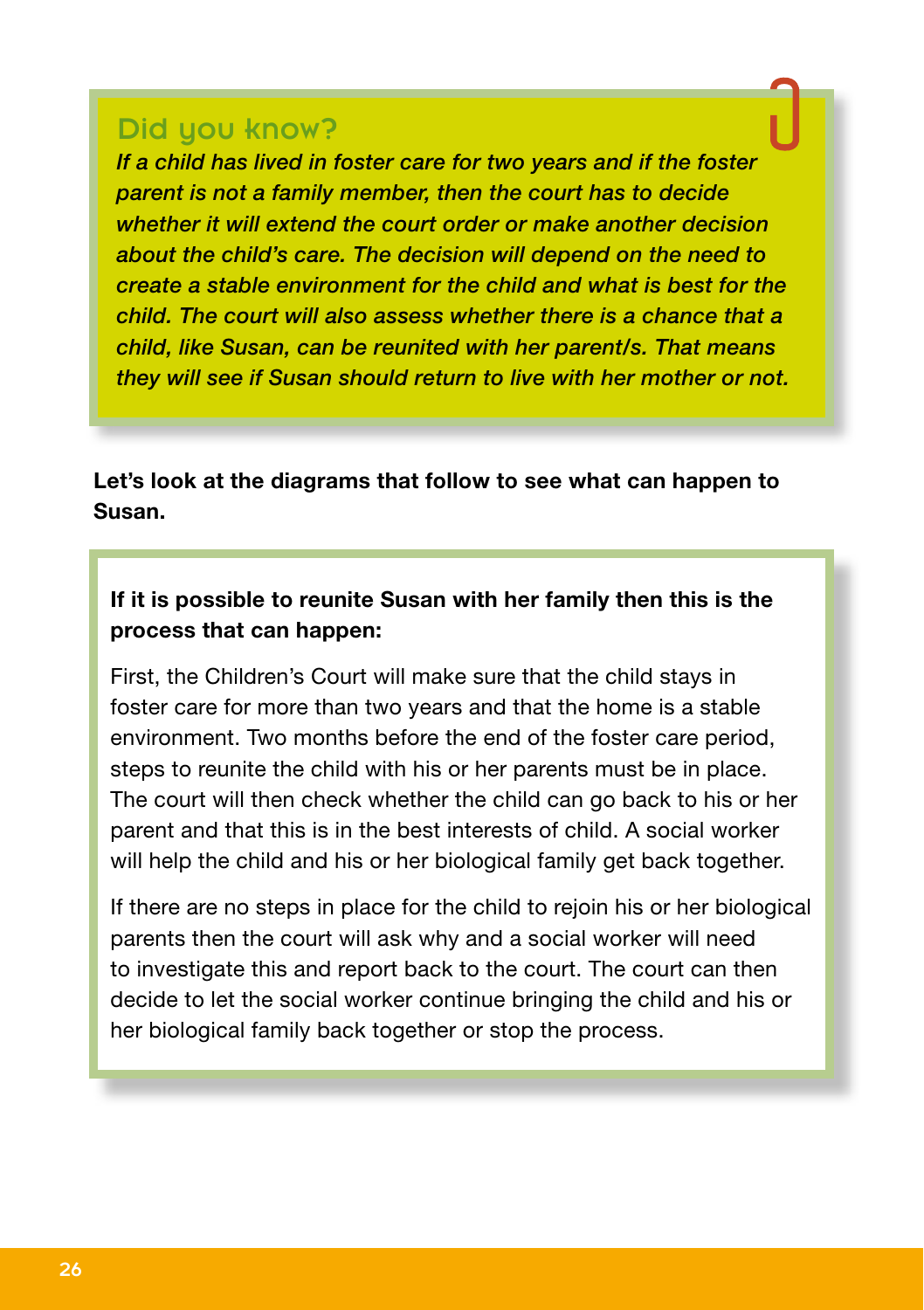## Did you know?

*If a child has lived in foster care for two years and if the foster parent is not a family member, then the court has to decide whether it will extend the court order or make another decision about the child's care. The decision will depend on the need to create a stable environment for the child and what is best for the child. The court will also assess whether there is a chance that a child, like Susan, can be reunited with her parent/s. That means they will see if Susan should return to live with her mother or not.*

**Let's look at the diagrams that follow to see what can happen to Susan.**

**If it is possible to reunite Susan with her family then this is the process that can happen:**

First, the Children's Court will make sure that the child stays in foster care for more than two years and that the home is a stable environment. Two months before the end of the foster care period, steps to reunite the child with his or her parents must be in place. The court will then check whether the child can go back to his or her parent and that this is in the best interests of child. A social worker will help the child and his or her biological family get back together.

If there are no steps in place for the child to rejoin his or her biological parents then the court will ask why and a social worker will need to investigate this and report back to the court. The court can then decide to let the social worker continue bringing the child and his or her biological family back together or stop the process.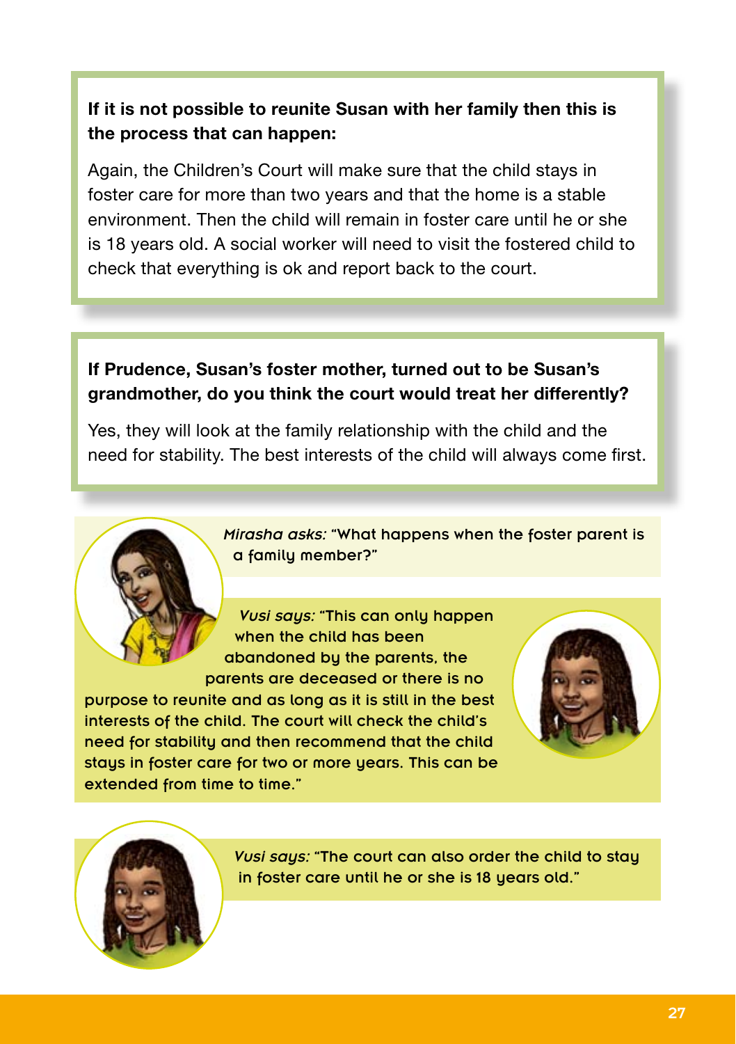**If it is not possible to reunite Susan with her family then this is the process that can happen:**

Again, the Children's Court will make sure that the child stays in foster care for more than two years and that the home is a stable environment. Then the child will remain in foster care until he or she is 18 years old. A social worker will need to visit the fostered child to check that everything is ok and report back to the court.

**If Prudence, Susan's foster mother, turned out to be Susan's grandmother, do you think the court would treat her differently?**

Yes, they will look at the family relationship with the child and the need for stability. The best interests of the child will always come first.

*Mirasha asks:* "What happens when the foster parent is a family member?"

*Vusi says:* "This can only happen when the child has been abandoned by the parents, the parents are deceased or there is no purpose to reunite and as long as it is still in the best interests of the child. The court will check the child's need for stability and then recommend that the child stays in foster care for two or more years. This can be extended from time to time."

*Vusi says:* "The court can also order the child to stay in foster care until he or she is 18 years old."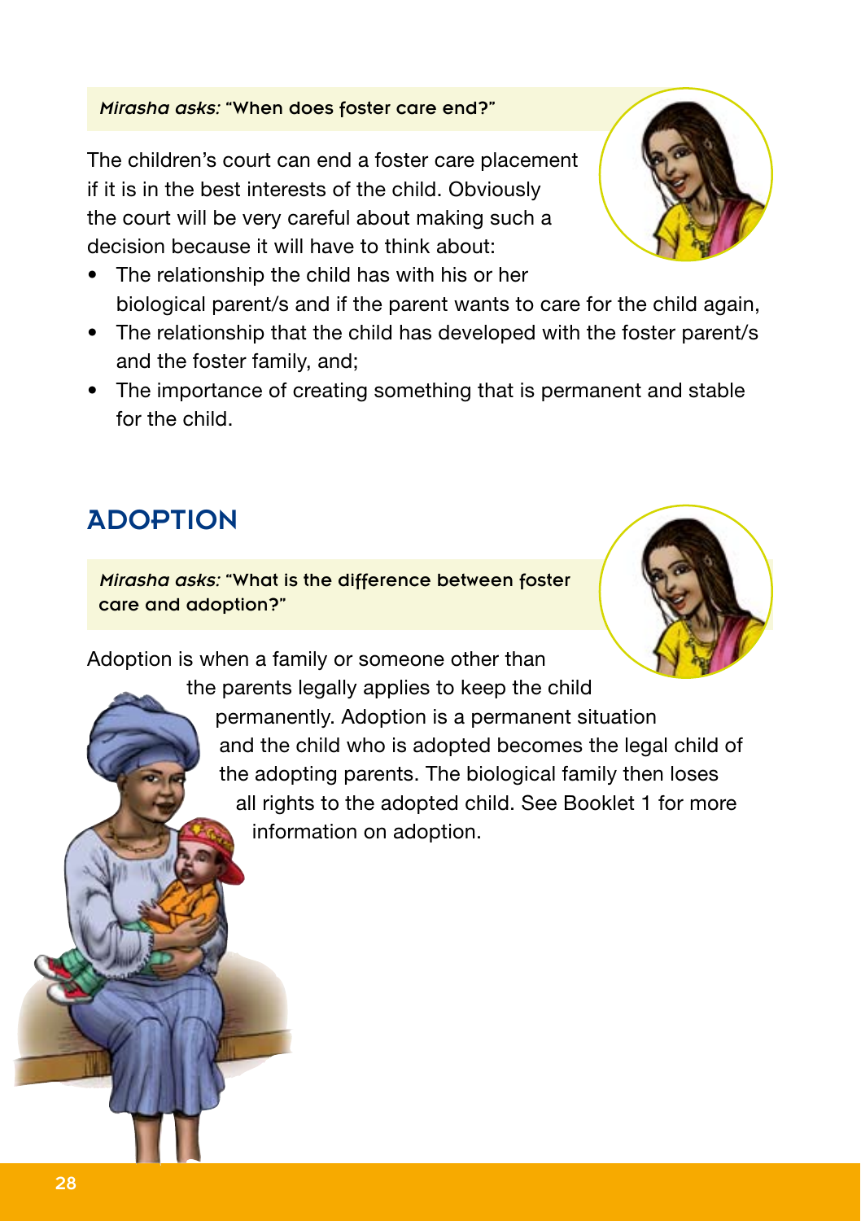*Mirasha asks:* "When does foster care end?"

The children's court can end a foster care placement if it is in the best interests of the child. Obviously the court will be very careful about making such a decision because it will have to think about:

- The relationship the child has with his or her biological parent/s and if the parent wants to care for the child again,
- The relationship that the child has developed with the foster parent/s and the foster family, and;
- The importance of creating something that is permanent and stable for the child.

## ADOPTION

*Mirasha asks:* "What is the difference between foster care and adoption?"

Adoption is when a family or someone other than the parents legally applies to keep the child permanently. Adoption is a permanent situation and the child who is adopted becomes the legal child of the adopting parents. The biological family then loses all rights to the adopted child. See Booklet 1 for more information on adoption.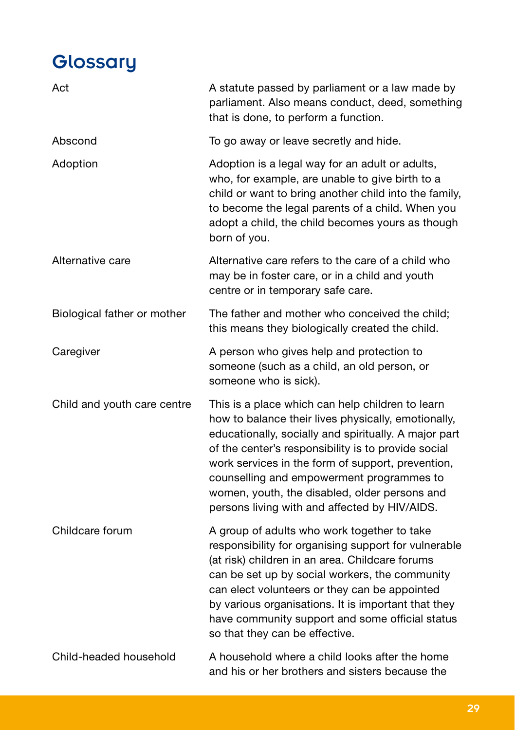# Glossary

| | |
|---|---|
| Act | A statute passed by parliament or a law made by parliament. Also means conduct, deed, something that is done, to perform a function. |
| Abscond | To go away or leave secretly and hide. |
| Adoption | Adoption is a legal way for an adult or adults, who, for example, are unable to give birth to a child or want to bring another child into the family, to become the legal parents of a child. When you adopt a child, the child becomes yours as though born of you. |
| Alternative care | Alternative care refers to the care of a child who may be in foster care, or in a child and youth centre or in temporary safe care. |
| Biological father or mother | The father and mother who conceived the child; this means they biologically created the child. |
| Caregiver | A person who gives help and protection to someone (such as a child, an old person, or someone who is sick). |
| Child and youth care centre | This is a place which can help children to learn how to balance their lives physically, emotionally, educationally, socially and spiritually. A major part of the center's responsibility is to provide social work services in the form of support, prevention, counselling and empowerment programmes to women, youth, the disabled, older persons and persons living with and affected by HIV/AIDS. |
| Childcare forum | A group of adults who work together to take responsibility for organising support for vulnerable (at risk) children in an area. Childcare forums can be set up by social workers, the community can elect volunteers or they can be appointed by various organisations. It is important that they have community support and some official status so that they can be effective. |
| Child-headed household | A household where a child looks after the home and his or her brothers and sisters because the |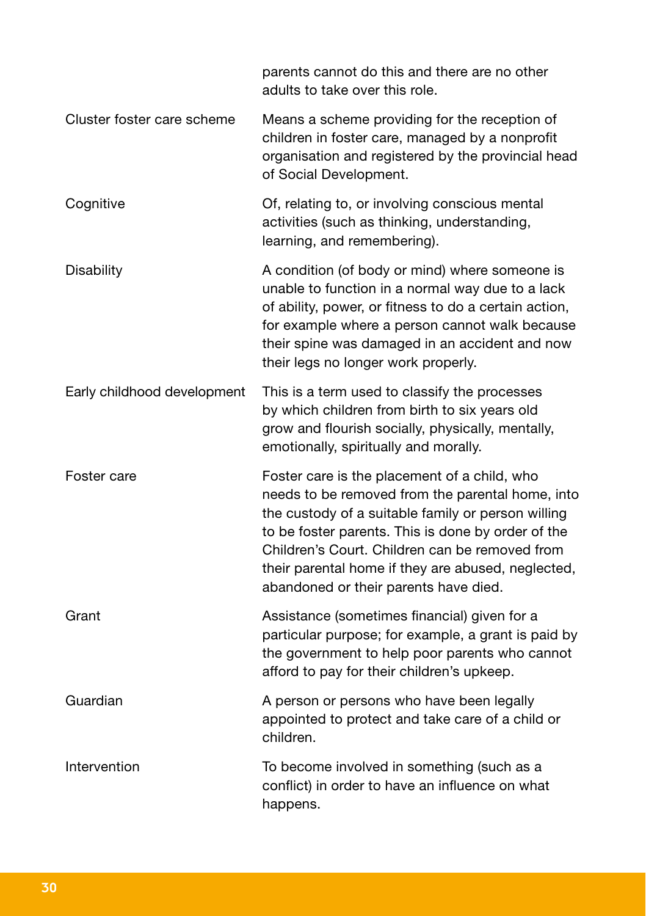| | |
|---|---|
| | parents cannot do this and there are no other adults to take over this role. |
| Cluster foster care scheme | Means a scheme providing for the reception of children in foster care, managed by a nonprofit organisation and registered by the provincial head of Social Development. |
| Cognitive | Of, relating to, or involving conscious mental activities (such as thinking, understanding, learning, and remembering). |
| Disability | A condition (of body or mind) where someone is unable to function in a normal way due to a lack of ability, power, or fitness to do a certain action, for example where a person cannot walk because their spine was damaged in an accident and now their legs no longer work properly. |
| Early childhood development | This is a term used to classify the processes by which children from birth to six years old grow and flourish socially, physically, mentally, emotionally, spiritually and morally. |
| Foster care | Foster care is the placement of a child, who needs to be removed from the parental home, into the custody of a suitable family or person willing to be foster parents. This is done by order of the Children's Court. Children can be removed from their parental home if they are abused, neglected, abandoned or their parents have died. |
| Grant | Assistance (sometimes financial) given for a particular purpose; for example, a grant is paid by the government to help poor parents who cannot afford to pay for their children's upkeep. |
| Guardian | A person or persons who have been legally appointed to protect and take care of a child or children. |
| Intervention | To become involved in something (such as a conflict) in order to have an influence on what happens. |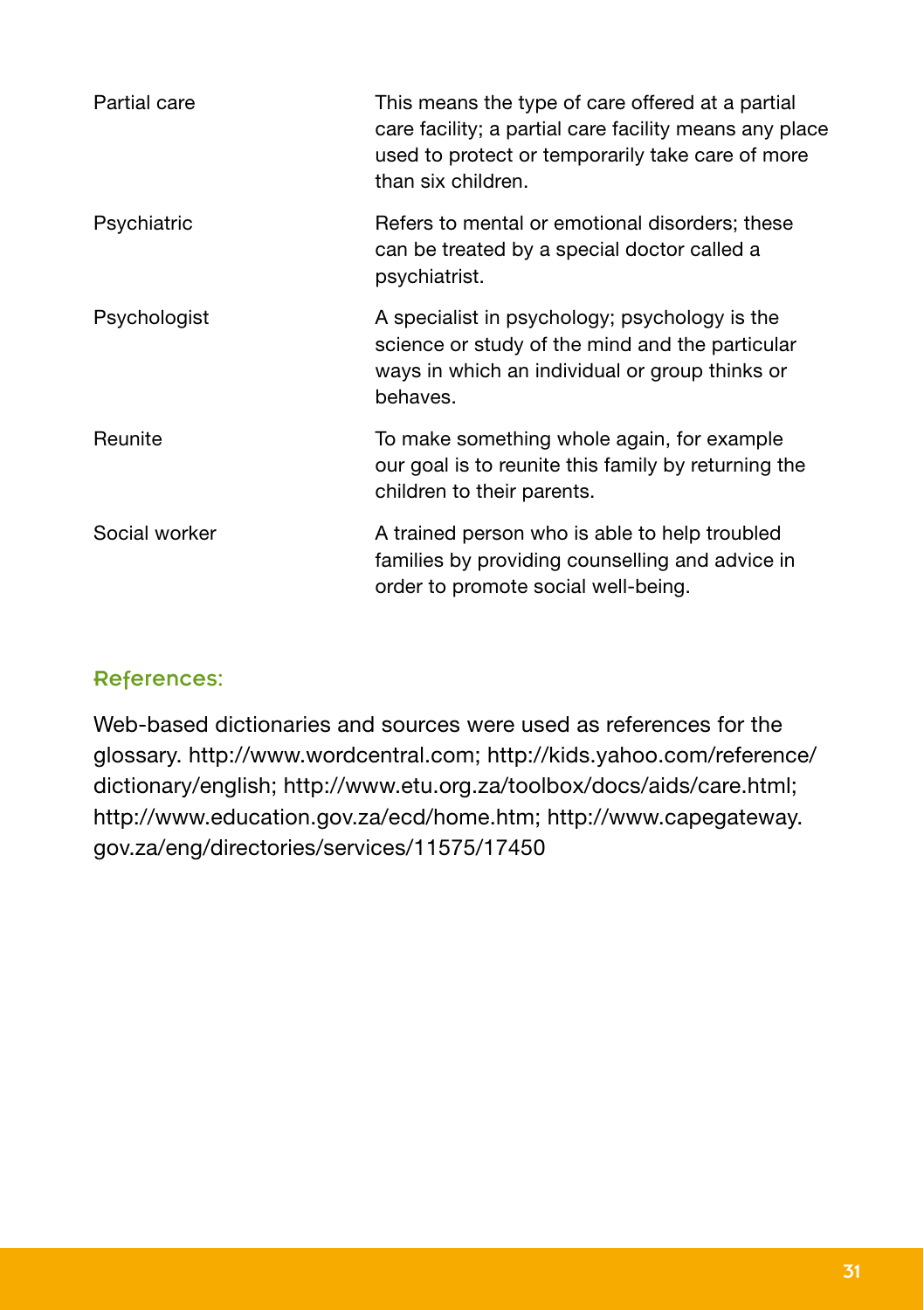| | |
|---|---|
| Partial care | This means the type of care offered at a partial care facility; a partial care facility means any place used to protect or temporarily take care of more than six children. |
| Psychiatric | Refers to mental or emotional disorders; these can be treated by a special doctor called a psychiatrist. |
| Psychologist | A specialist in psychology; psychology is the science or study of the mind and the particular ways in which an individual or group thinks or behaves. |
| Reunite | To make something whole again, for example our goal is to reunite this family by returning the children to their parents. |
| Social worker | A trained person who is able to help troubled families by providing counselling and advice in order to promote social well-being. |

## References:

Web-based dictionaries and sources were used as references for the glossary. http://www.wordcentral.com; http://kids.yahoo.com/reference/dictionary/english; http://www.etu.org.za/toolbox/docs/aids/care.html; http://www.education.gov.za/ecd/home.htm; http://www.capegateway.gov.za/eng/directories/services/11575/17450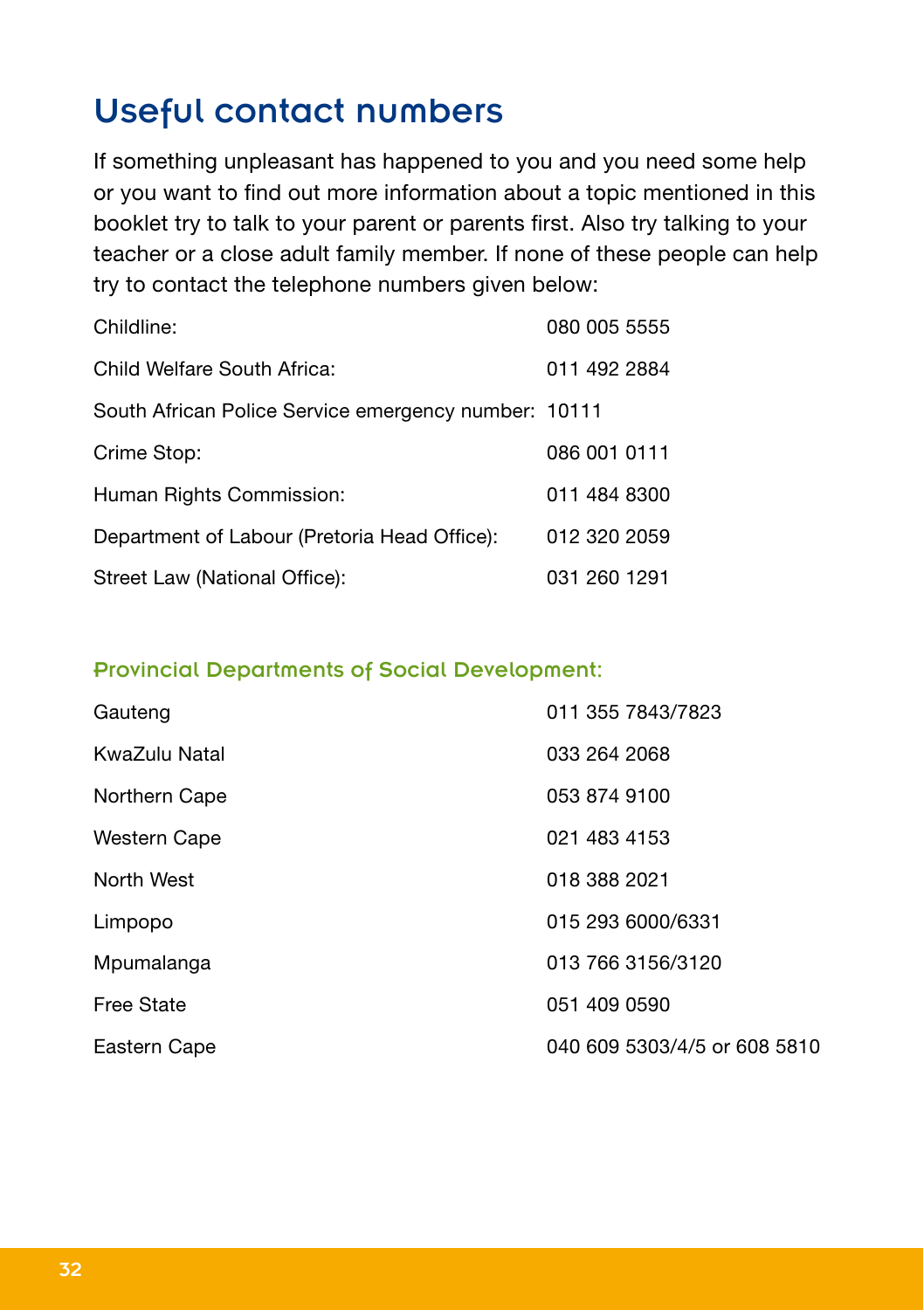## Useful contact numbers

If something unpleasant has happened to you and you need some help or you want to find out more information about a topic mentioned in this booklet try to talk to your parent or parents first. Also try talking to your teacher or a close adult family member. If none of these people can help try to contact the telephone numbers given below:

| | |
|---|---|
| Childline: | 080 005 5555 |
| Child Welfare South Africa: | 011 492 2884 |
| South African Police Service emergency number: | 10111 |
| Crime Stop: | 086 001 0111 |
| Human Rights Commission: | 011 484 8300 |
| Department of Labour (Pretoria Head Office): | 012 320 2059 |
| Street Law (National Office): | 031 260 1291 |

### Provincial Departments of Social Development:

| | |
|---|---|
| Gauteng | 011 355 7843/7823 |
| KwaZulu Natal | 033 264 2068 |
| Northern Cape | 053 874 9100 |
| Western Cape | 021 483 4153 |
| North West | 018 388 2021 |
| Limpopo | 015 293 6000/6331 |
| Mpumalanga | 013 766 3156/3120 |
| Free State | 051 409 0590 |
| Eastern Cape | 040 609 5303/4/5 or 608 5810 |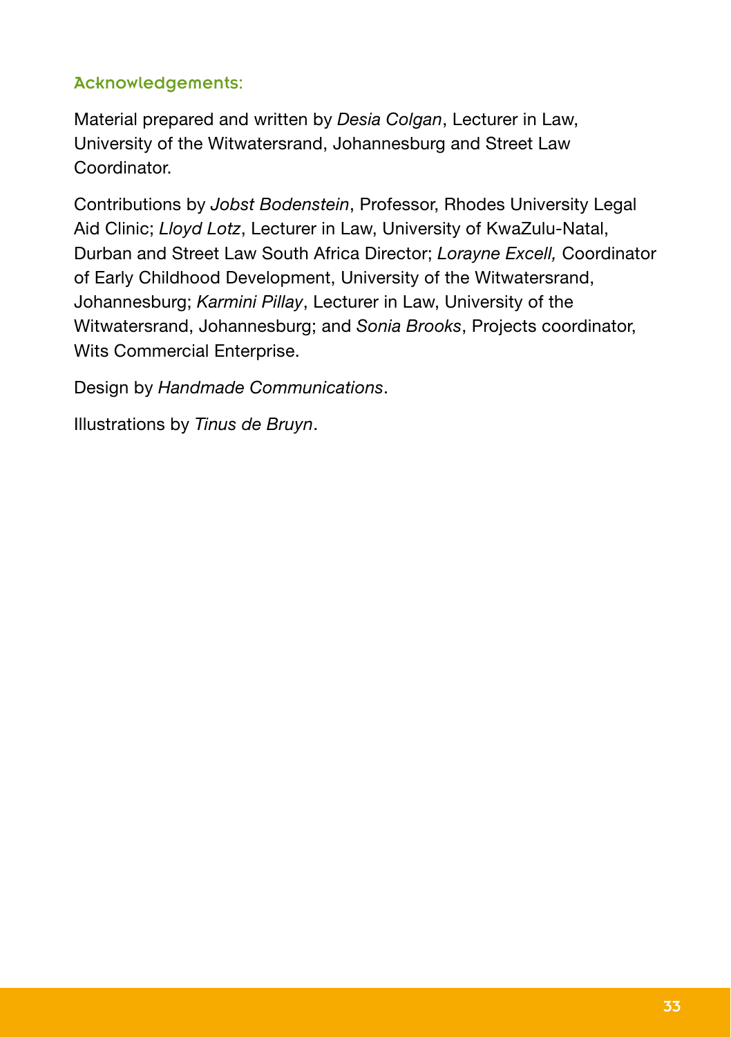## Acknowledgements:

Material prepared and written by *Desia Colgan*, Lecturer in Law, University of the Witwatersrand, Johannesburg and Street Law Coordinator.

Contributions by *Jobst Bodenstein*, Professor, Rhodes University Legal Aid Clinic; *Lloyd Lotz*, Lecturer in Law, University of KwaZulu-Natal, Durban and Street Law South Africa Director; *Lorayne Excell,* Coordinator of Early Childhood Development, University of the Witwatersrand, Johannesburg; *Karmini Pillay*, Lecturer in Law, University of the Witwatersrand, Johannesburg; and *Sonia Brooks*, Projects coordinator, Wits Commercial Enterprise.

Design by *Handmade Communications*.

Illustrations by *Tinus de Bruyn*.